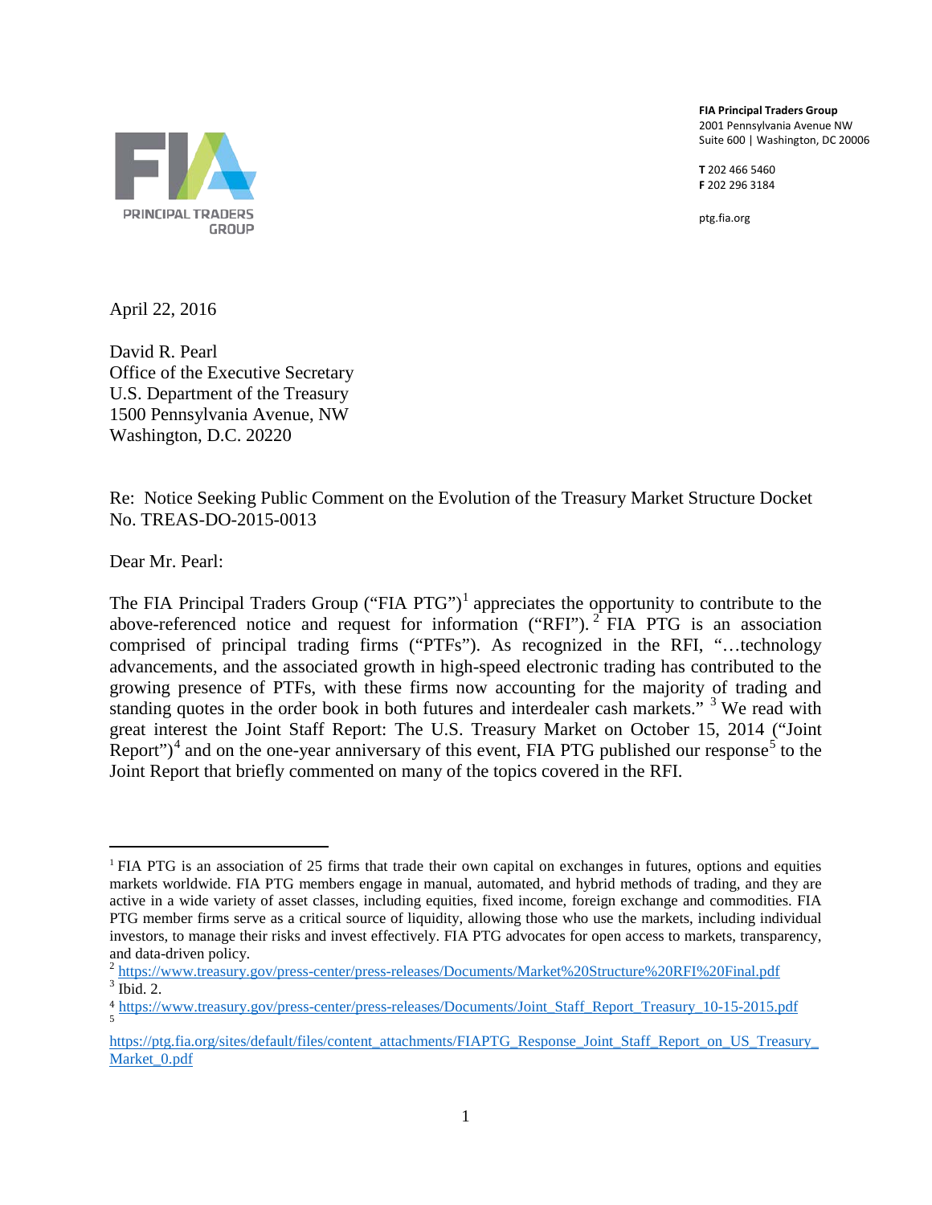FIA PRINCIPAL TRADERS GROUP

**FIA Principal Traders Group**
2001 Pennsylvania Avenue NW
Suite 600 | Washington, DC 20006

**T** 202 466 5460
**F** 202 296 3184

ptg.fia.org

April 22, 2016

David R. Pearl
Office of the Executive Secretary
U.S. Department of the Treasury
1500 Pennsylvania Avenue, NW
Washington, D.C. 20220

Re: Notice Seeking Public Comment on the Evolution of the Treasury Market Structure Docket No. TREAS-DO-2015-0013

Dear Mr. Pearl:

The FIA Principal Traders Group ("FIA PTG")[1] appreciates the opportunity to contribute to the above-referenced notice and request for information ("RFI").[2] FIA PTG is an association comprised of principal trading firms ("PTFs"). As recognized in the RFI, "…technology advancements, and the associated growth in high-speed electronic trading has contributed to the growing presence of PTFs, with these firms now accounting for the majority of trading and standing quotes in the order book in both futures and interdealer cash markets."[3] We read with great interest the Joint Staff Report: The U.S. Treasury Market on October 15, 2014 ("Joint Report")[4] and on the one-year anniversary of this event, FIA PTG published our response[5] to the Joint Report that briefly commented on many of the topics covered in the RFI.

---

[1] FIA PTG is an association of 25 firms that trade their own capital on exchanges in futures, options and equities markets worldwide. FIA PTG members engage in manual, automated, and hybrid methods of trading, and they are active in a wide variety of asset classes, including equities, fixed income, foreign exchange and commodities. FIA PTG member firms serve as a critical source of liquidity, allowing those who use the markets, including individual investors, to manage their risks and invest effectively. FIA PTG advocates for open access to markets, transparency, and data-driven policy.

[2] https://www.treasury.gov/press-center/press-releases/Documents/Market%20Structure%20RFI%20Final.pdf

[3] Ibid. 2.

[4] https://www.treasury.gov/press-center/press-releases/Documents/Joint_Staff_Report_Treasury_10-15-2015.pdf

[5] https://ptg.fia.org/sites/default/files/content_attachments/FIAPTG_Response_Joint_Staff_Report_on_US_Treasury_Market_0.pdf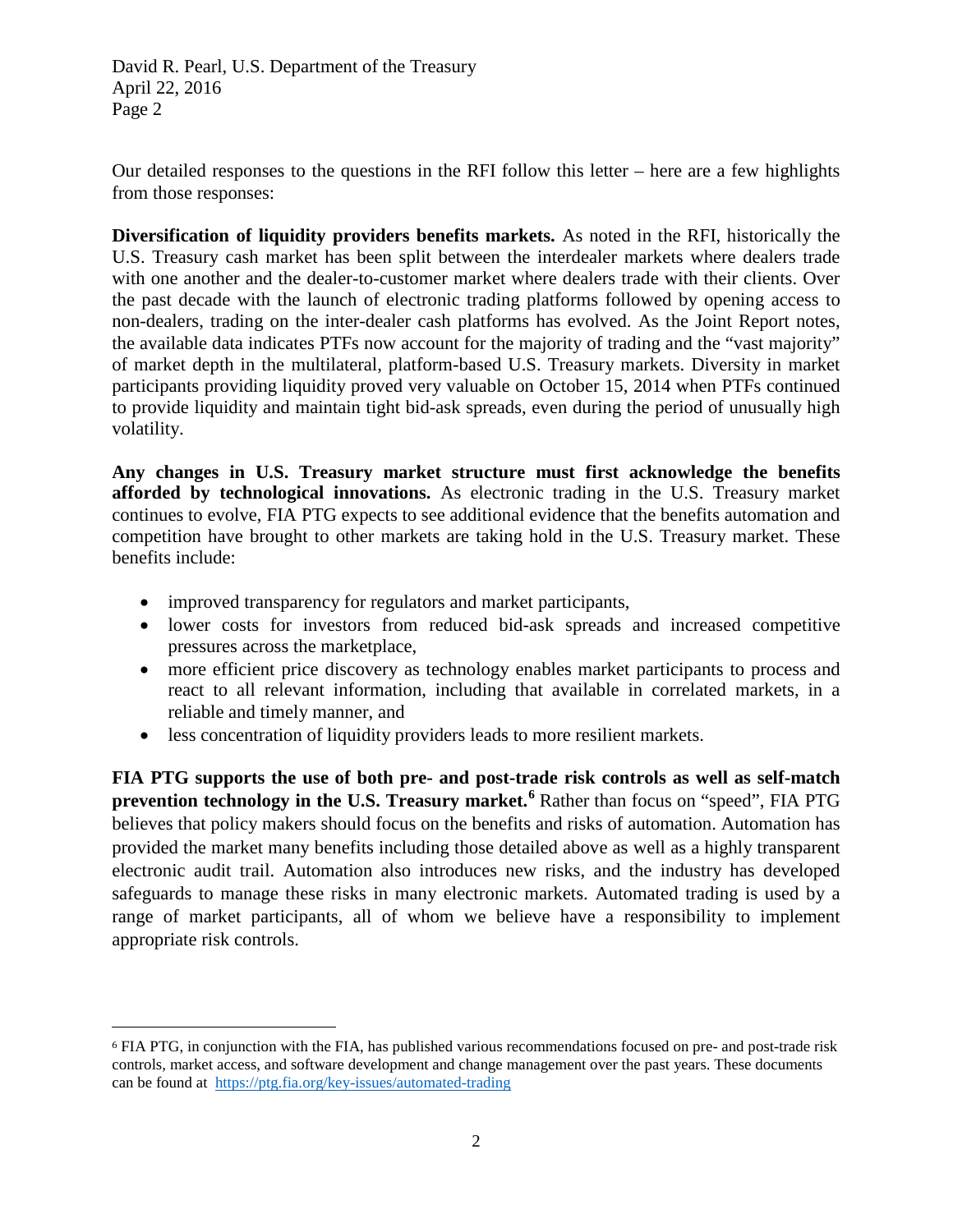Our detailed responses to the questions in the RFI follow this letter – here are a few highlights from those responses:

**Diversification of liquidity providers benefits markets.** As noted in the RFI, historically the U.S. Treasury cash market has been split between the interdealer markets where dealers trade with one another and the dealer-to-customer market where dealers trade with their clients. Over the past decade with the launch of electronic trading platforms followed by opening access to non-dealers, trading on the inter-dealer cash platforms has evolved. As the Joint Report notes, the available data indicates PTFs now account for the majority of trading and the "vast majority" of market depth in the multilateral, platform-based U.S. Treasury markets. Diversity in market participants providing liquidity proved very valuable on October 15, 2014 when PTFs continued to provide liquidity and maintain tight bid-ask spreads, even during the period of unusually high volatility.

**Any changes in U.S. Treasury market structure must first acknowledge the benefits afforded by technological innovations.** As electronic trading in the U.S. Treasury market continues to evolve, FIA PTG expects to see additional evidence that the benefits automation and competition have brought to other markets are taking hold in the U.S. Treasury market. These benefits include:

- improved transparency for regulators and market participants,
- lower costs for investors from reduced bid-ask spreads and increased competitive pressures across the marketplace,
- more efficient price discovery as technology enables market participants to process and react to all relevant information, including that available in correlated markets, in a reliable and timely manner, and
- less concentration of liquidity providers leads to more resilient markets.

**FIA PTG supports the use of both pre- and post-trade risk controls as well as self-match prevention technology in the U.S. Treasury market.**[6] Rather than focus on "speed", FIA PTG believes that policy makers should focus on the benefits and risks of automation. Automation has provided the market many benefits including those detailed above as well as a highly transparent electronic audit trail. Automation also introduces new risks, and the industry has developed safeguards to manage these risks in many electronic markets. Automated trading is used by a range of market participants, all of whom we believe have a responsibility to implement appropriate risk controls.

[6] FIA PTG, in conjunction with the FIA, has published various recommendations focused on pre- and post-trade risk controls, market access, and software development and change management over the past years. These documents can be found at https://ptg.fia.org/key-issues/automated-trading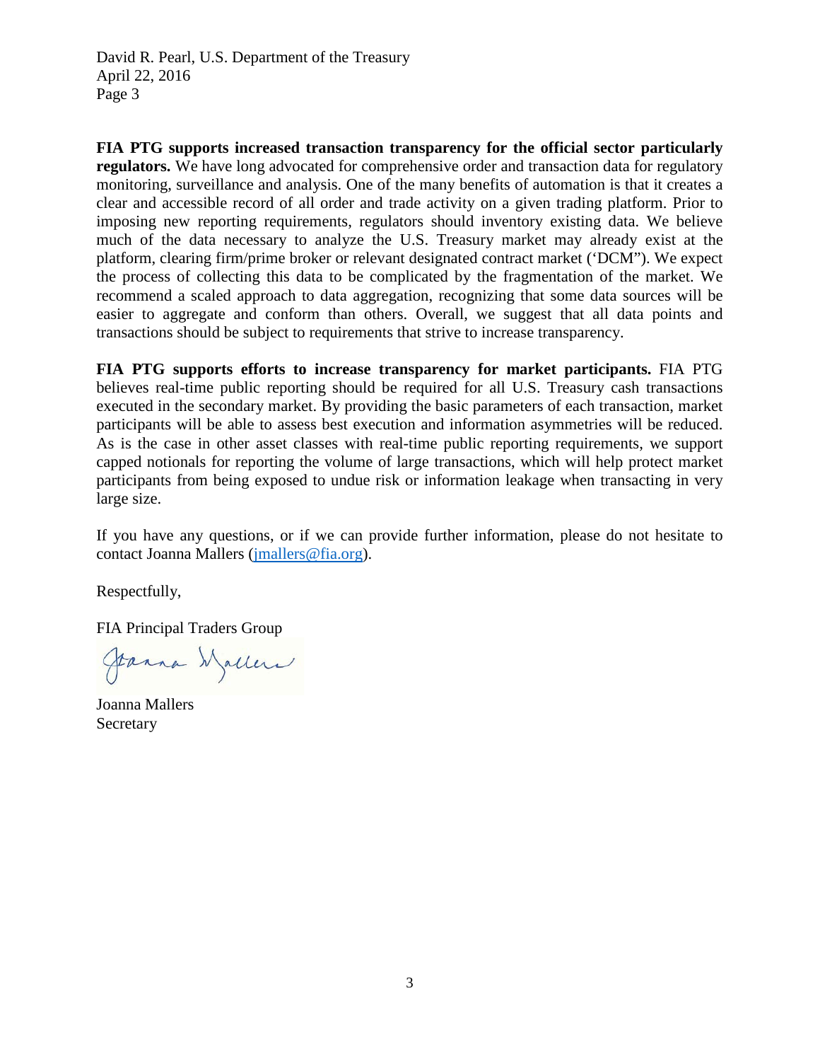**FIA PTG supports increased transaction transparency for the official sector particularly regulators.** We have long advocated for comprehensive order and transaction data for regulatory monitoring, surveillance and analysis. One of the many benefits of automation is that it creates a clear and accessible record of all order and trade activity on a given trading platform. Prior to imposing new reporting requirements, regulators should inventory existing data. We believe much of the data necessary to analyze the U.S. Treasury market may already exist at the platform, clearing firm/prime broker or relevant designated contract market ('DCM"). We expect the process of collecting this data to be complicated by the fragmentation of the market. We recommend a scaled approach to data aggregation, recognizing that some data sources will be easier to aggregate and conform than others. Overall, we suggest that all data points and transactions should be subject to requirements that strive to increase transparency.

**FIA PTG supports efforts to increase transparency for market participants.** FIA PTG believes real-time public reporting should be required for all U.S. Treasury cash transactions executed in the secondary market. By providing the basic parameters of each transaction, market participants will be able to assess best execution and information asymmetries will be reduced. As is the case in other asset classes with real-time public reporting requirements, we support capped notionals for reporting the volume of large transactions, which will help protect market participants from being exposed to undue risk or information leakage when transacting in very large size.

If you have any questions, or if we can provide further information, please do not hesitate to contact Joanna Mallers (jmallers@fia.org).

Respectfully,

FIA Principal Traders Group

Joanna Mallers
Secretary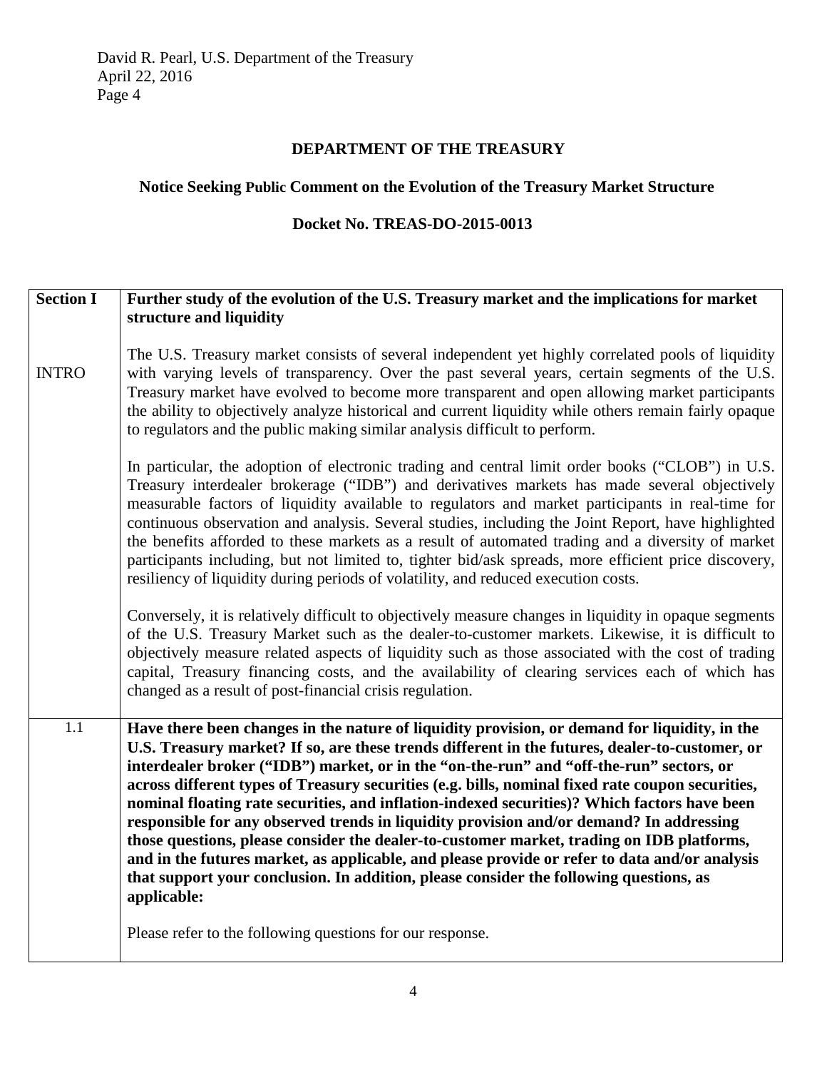**DEPARTMENT OF THE TREASURY**

**Notice Seeking Public Comment on the Evolution of the Treasury Market Structure**

**Docket No. TREAS-DO-2015-0013**

| **Section I** | **Further study of the evolution of the U.S. Treasury market and the implications for market structure and liquidity** |
|---|---|
| INTRO | The U.S. Treasury market consists of several independent yet highly correlated pools of liquidity with varying levels of transparency. Over the past several years, certain segments of the U.S. Treasury market have evolved to become more transparent and open allowing market participants the ability to objectively analyze historical and current liquidity while others remain fairly opaque to regulators and the public making similar analysis difficult to perform.<br><br>In particular, the adoption of electronic trading and central limit order books ("CLOB") in U.S. Treasury interdealer brokerage ("IDB") and derivatives markets has made several objectively measurable factors of liquidity available to regulators and market participants in real-time for continuous observation and analysis. Several studies, including the Joint Report, have highlighted the benefits afforded to these markets as a result of automated trading and a diversity of market participants including, but not limited to, tighter bid/ask spreads, more efficient price discovery, resiliency of liquidity during periods of volatility, and reduced execution costs.<br><br>Conversely, it is relatively difficult to objectively measure changes in liquidity in opaque segments of the U.S. Treasury Market such as the dealer-to-customer markets. Likewise, it is difficult to objectively measure related aspects of liquidity such as those associated with the cost of trading capital, Treasury financing costs, and the availability of clearing services each of which has changed as a result of post-financial crisis regulation. |
| 1.1 | **Have there been changes in the nature of liquidity provision, or demand for liquidity, in the U.S. Treasury market? If so, are these trends different in the futures, dealer-to-customer, or interdealer broker ("IDB") market, or in the "on-the-run" and "off-the-run" sectors, or across different types of Treasury securities (e.g. bills, nominal fixed rate coupon securities, nominal floating rate securities, and inflation-indexed securities)? Which factors have been responsible for any observed trends in liquidity provision and/or demand? In addressing those questions, please consider the dealer-to-customer market, trading on IDB platforms, and in the futures market, as applicable, and please provide or refer to data and/or analysis that support your conclusion. In addition, please consider the following questions, as applicable:**<br><br>Please refer to the following questions for our response. |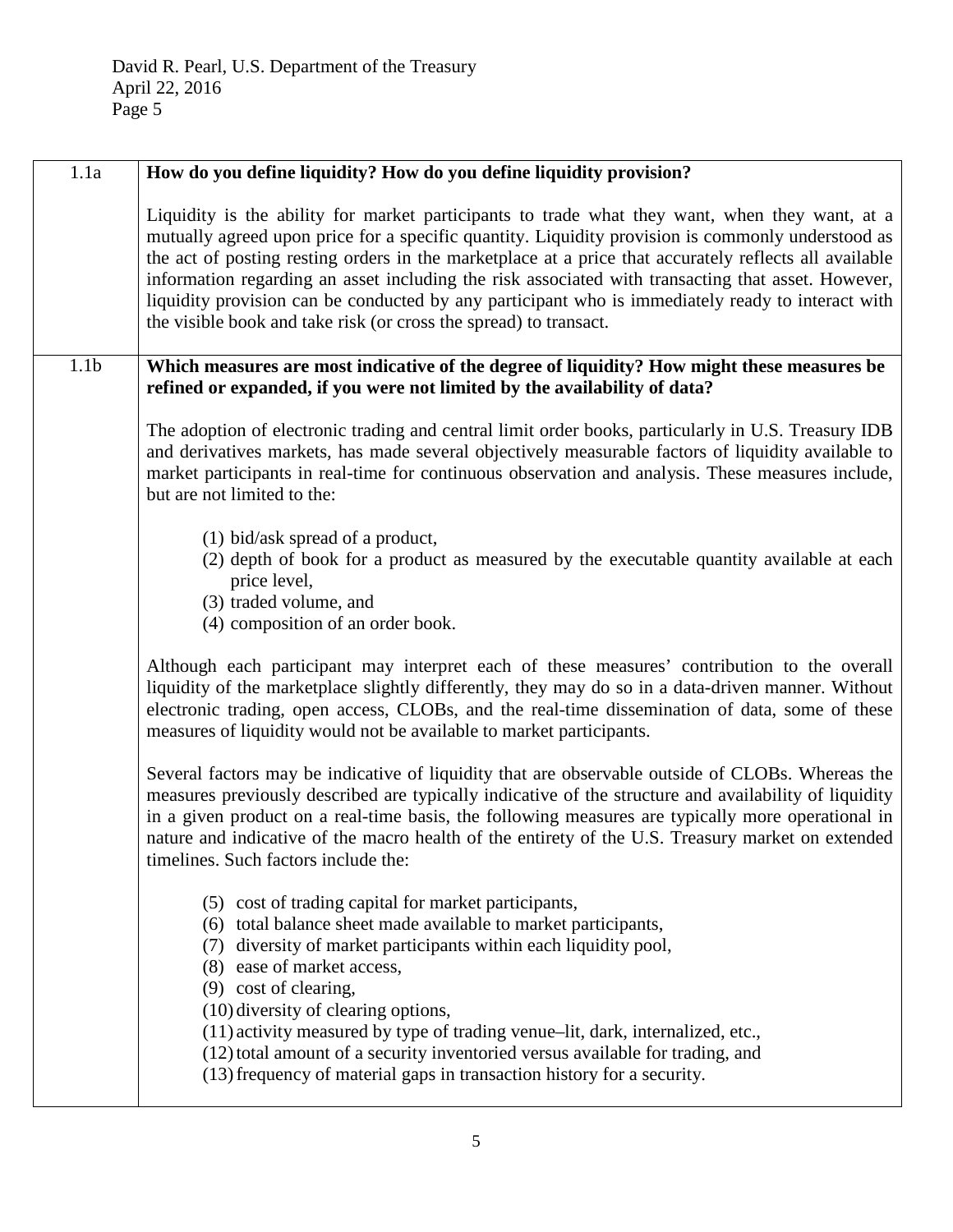| | |
|---|---|
| 1.1a | **How do you define liquidity? How do you define liquidity provision?**<br><br>Liquidity is the ability for market participants to trade what they want, when they want, at a mutually agreed upon price for a specific quantity. Liquidity provision is commonly understood as the act of posting resting orders in the marketplace at a price that accurately reflects all available information regarding an asset including the risk associated with transacting that asset. However, liquidity provision can be conducted by any participant who is immediately ready to interact with the visible book and take risk (or cross the spread) to transact. |
| 1.1b | **Which measures are most indicative of the degree of liquidity? How might these measures be refined or expanded, if you were not limited by the availability of data?**<br><br>The adoption of electronic trading and central limit order books, particularly in U.S. Treasury IDB and derivatives markets, has made several objectively measurable factors of liquidity available to market participants in real-time for continuous observation and analysis. These measures include, but are not limited to the:<br><br>(1) bid/ask spread of a product,<br>(2) depth of book for a product as measured by the executable quantity available at each price level,<br>(3) traded volume, and<br>(4) composition of an order book.<br><br>Although each participant may interpret each of these measures' contribution to the overall liquidity of the marketplace slightly differently, they may do so in a data-driven manner. Without electronic trading, open access, CLOBs, and the real-time dissemination of data, some of these measures of liquidity would not be available to market participants.<br><br>Several factors may be indicative of liquidity that are observable outside of CLOBs. Whereas the measures previously described are typically indicative of the structure and availability of liquidity in a given product on a real-time basis, the following measures are typically more operational in nature and indicative of the macro health of the entirety of the U.S. Treasury market on extended timelines. Such factors include the:<br><br>(5) cost of trading capital for market participants,<br>(6) total balance sheet made available to market participants,<br>(7) diversity of market participants within each liquidity pool,<br>(8) ease of market access,<br>(9) cost of clearing,<br>(10) diversity of clearing options,<br>(11) activity measured by type of trading venue–lit, dark, internalized, etc.,<br>(12) total amount of a security inventoried versus available for trading, and<br>(13) frequency of material gaps in transaction history for a security. |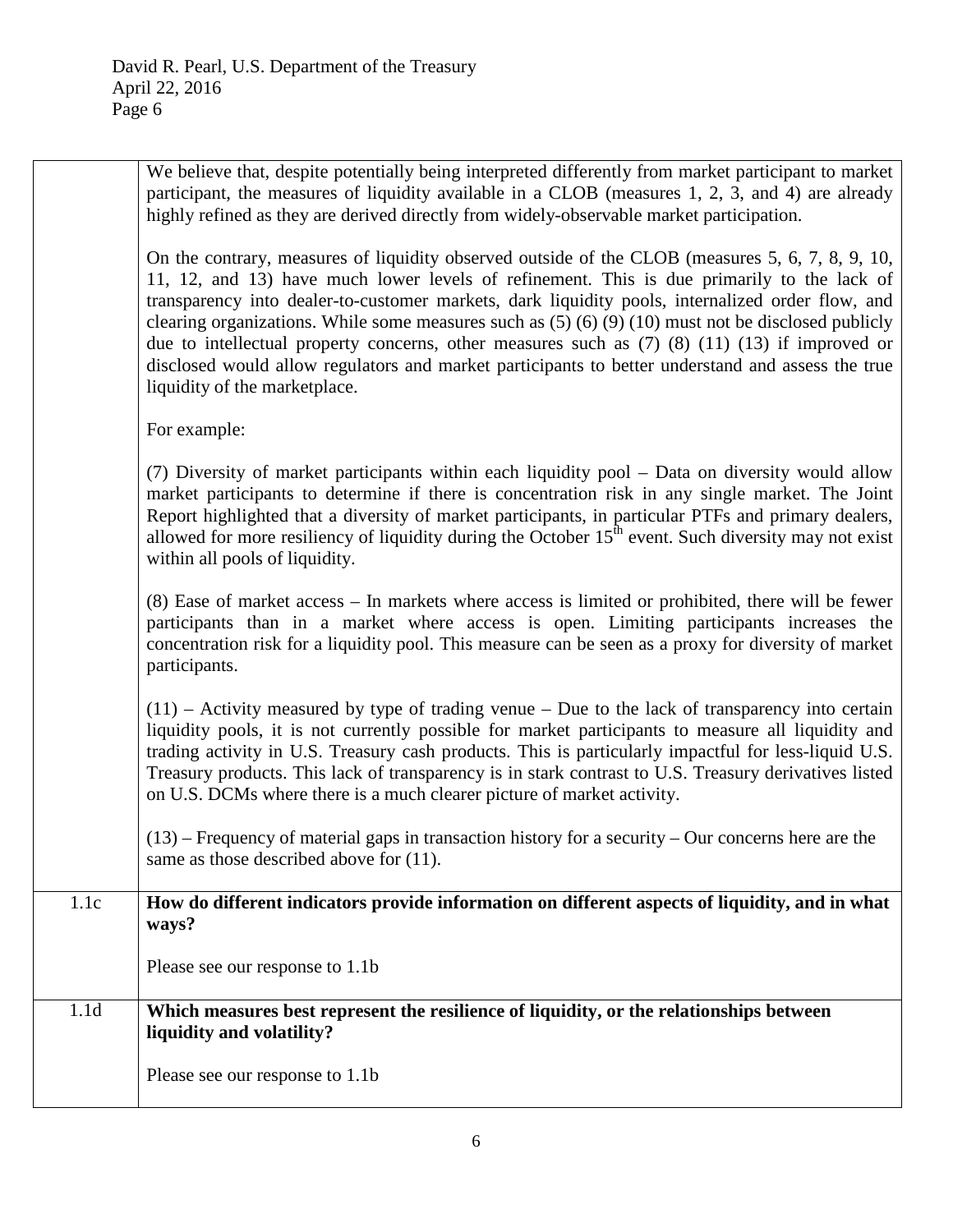| | |
|---|---|
| | We believe that, despite potentially being interpreted differently from market participant to market participant, the measures of liquidity available in a CLOB (measures 1, 2, 3, and 4) are already highly refined as they are derived directly from widely-observable market participation.<br><br>On the contrary, measures of liquidity observed outside of the CLOB (measures 5, 6, 7, 8, 9, 10, 11, 12, and 13) have much lower levels of refinement. This is due primarily to the lack of transparency into dealer-to-customer markets, dark liquidity pools, internalized order flow, and clearing organizations. While some measures such as (5) (6) (9) (10) must not be disclosed publicly due to intellectual property concerns, other measures such as (7) (8) (11) (13) if improved or disclosed would allow regulators and market participants to better understand and assess the true liquidity of the marketplace.<br><br>For example:<br><br>(7) Diversity of market participants within each liquidity pool – Data on diversity would allow market participants to determine if there is concentration risk in any single market. The Joint Report highlighted that a diversity of market participants, in particular PTFs and primary dealers, allowed for more resiliency of liquidity during the October 15th event. Such diversity may not exist within all pools of liquidity.<br><br>(8) Ease of market access – In markets where access is limited or prohibited, there will be fewer participants than in a market where access is open. Limiting participants increases the concentration risk for a liquidity pool. This measure can be seen as a proxy for diversity of market participants.<br><br>(11) – Activity measured by type of trading venue – Due to the lack of transparency into certain liquidity pools, it is not currently possible for market participants to measure all liquidity and trading activity in U.S. Treasury cash products. This is particularly impactful for less-liquid U.S. Treasury products. This lack of transparency is in stark contrast to U.S. Treasury derivatives listed on U.S. DCMs where there is a much clearer picture of market activity.<br><br>(13) – Frequency of material gaps in transaction history for a security – Our concerns here are the same as those described above for (11). |
| 1.1c | **How do different indicators provide information on different aspects of liquidity, and in what ways?**<br><br>Please see our response to 1.1b |
| 1.1d | **Which measures best represent the resilience of liquidity, or the relationships between liquidity and volatility?**<br><br>Please see our response to 1.1b |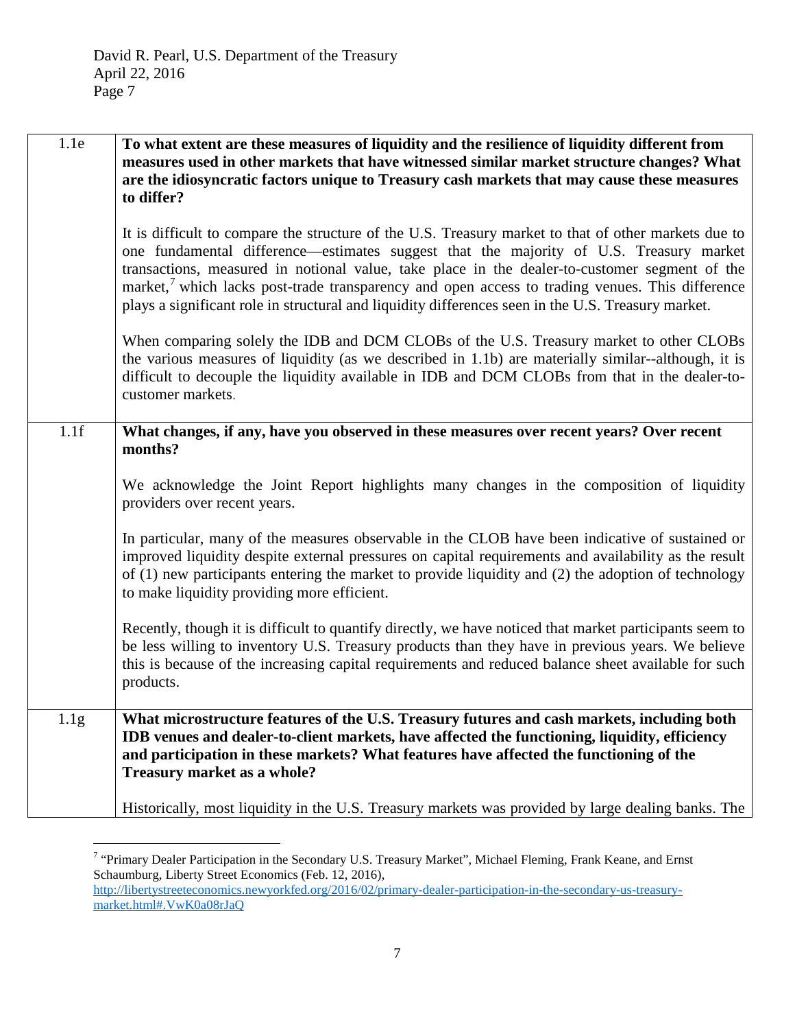| | |
|---|---|
| 1.1e | **To what extent are these measures of liquidity and the resilience of liquidity different from measures used in other markets that have witnessed similar market structure changes? What are the idiosyncratic factors unique to Treasury cash markets that may cause these measures to differ?**<br><br>It is difficult to compare the structure of the U.S. Treasury market to that of other markets due to one fundamental difference—estimates suggest that the majority of U.S. Treasury market transactions, measured in notional value, take place in the dealer-to-customer segment of the market,[7] which lacks post-trade transparency and open access to trading venues. This difference plays a significant role in structural and liquidity differences seen in the U.S. Treasury market.<br><br>When comparing solely the IDB and DCM CLOBs of the U.S. Treasury market to other CLOBs the various measures of liquidity (as we described in 1.1b) are materially similar--although, it is difficult to decouple the liquidity available in IDB and DCM CLOBs from that in the dealer-to-customer markets. |
| 1.1f | **What changes, if any, have you observed in these measures over recent years? Over recent months?**<br><br>We acknowledge the Joint Report highlights many changes in the composition of liquidity providers over recent years.<br><br>In particular, many of the measures observable in the CLOB have been indicative of sustained or improved liquidity despite external pressures on capital requirements and availability as the result of (1) new participants entering the market to provide liquidity and (2) the adoption of technology to make liquidity providing more efficient.<br><br>Recently, though it is difficult to quantify directly, we have noticed that market participants seem to be less willing to inventory U.S. Treasury products than they have in previous years. We believe this is because of the increasing capital requirements and reduced balance sheet available for such products. |
| 1.1g | **What microstructure features of the U.S. Treasury futures and cash markets, including both IDB venues and dealer-to-client markets, have affected the functioning, liquidity, efficiency and participation in these markets? What features have affected the functioning of the Treasury market as a whole?**<br><br>Historically, most liquidity in the U.S. Treasury markets was provided by large dealing banks. The |

[7] "Primary Dealer Participation in the Secondary U.S. Treasury Market", Michael Fleming, Frank Keane, and Ernst Schaumburg, Liberty Street Economics (Feb. 12, 2016), http://libertystreeteconomics.newyorkfed.org/2016/02/primary-dealer-participation-in-the-secondary-us-treasury-market.html#.VwK0a08rJaQ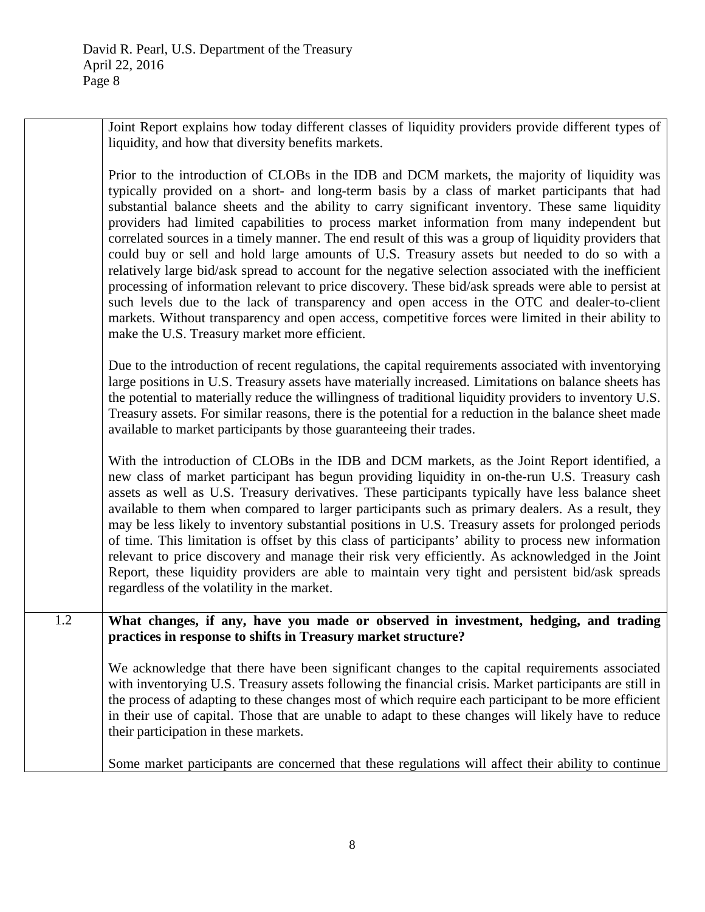| | |
|---|---|
| | Joint Report explains how today different classes of liquidity providers provide different types of liquidity, and how that diversity benefits markets.<br><br>Prior to the introduction of CLOBs in the IDB and DCM markets, the majority of liquidity was typically provided on a short- and long-term basis by a class of market participants that had substantial balance sheets and the ability to carry significant inventory. These same liquidity providers had limited capabilities to process market information from many independent but correlated sources in a timely manner. The end result of this was a group of liquidity providers that could buy or sell and hold large amounts of U.S. Treasury assets but needed to do so with a relatively large bid/ask spread to account for the negative selection associated with the inefficient processing of information relevant to price discovery. These bid/ask spreads were able to persist at such levels due to the lack of transparency and open access in the OTC and dealer-to-client markets. Without transparency and open access, competitive forces were limited in their ability to make the U.S. Treasury market more efficient.<br><br>Due to the introduction of recent regulations, the capital requirements associated with inventorying large positions in U.S. Treasury assets have materially increased. Limitations on balance sheets has the potential to materially reduce the willingness of traditional liquidity providers to inventory U.S. Treasury assets. For similar reasons, there is the potential for a reduction in the balance sheet made available to market participants by those guaranteeing their trades.<br><br>With the introduction of CLOBs in the IDB and DCM markets, as the Joint Report identified, a new class of market participant has begun providing liquidity in on-the-run U.S. Treasury cash assets as well as U.S. Treasury derivatives. These participants typically have less balance sheet available to them when compared to larger participants such as primary dealers. As a result, they may be less likely to inventory substantial positions in U.S. Treasury assets for prolonged periods of time. This limitation is offset by this class of participants' ability to process new information relevant to price discovery and manage their risk very efficiently. As acknowledged in the Joint Report, these liquidity providers are able to maintain very tight and persistent bid/ask spreads regardless of the volatility in the market. |
| 1.2 | **What changes, if any, have you made or observed in investment, hedging, and trading practices in response to shifts in Treasury market structure?**<br><br>We acknowledge that there have been significant changes to the capital requirements associated with inventorying U.S. Treasury assets following the financial crisis. Market participants are still in the process of adapting to these changes most of which require each participant to be more efficient in their use of capital. Those that are unable to adapt to these changes will likely have to reduce their participation in these markets.<br><br>Some market participants are concerned that these regulations will affect their ability to continue |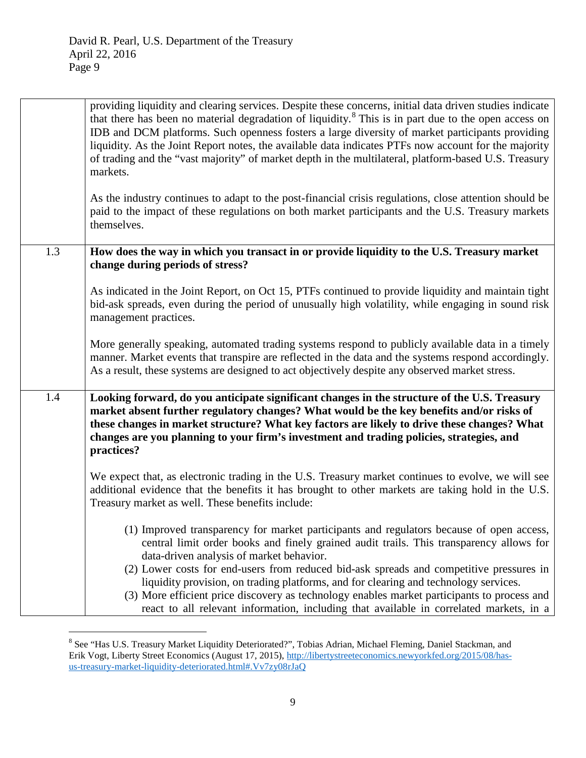| | |
|---|---|
| | providing liquidity and clearing services. Despite these concerns, initial data driven studies indicate that there has been no material degradation of liquidity.[8] This is in part due to the open access on IDB and DCM platforms. Such openness fosters a large diversity of market participants providing liquidity. As the Joint Report notes, the available data indicates PTFs now account for the majority of trading and the "vast majority" of market depth in the multilateral, platform-based U.S. Treasury markets.<br><br>As the industry continues to adapt to the post-financial crisis regulations, close attention should be paid to the impact of these regulations on both market participants and the U.S. Treasury markets themselves. |
| 1.3 | **How does the way in which you transact in or provide liquidity to the U.S. Treasury market change during periods of stress?**<br><br>As indicated in the Joint Report, on Oct 15, PTFs continued to provide liquidity and maintain tight bid-ask spreads, even during the period of unusually high volatility, while engaging in sound risk management practices.<br><br>More generally speaking, automated trading systems respond to publicly available data in a timely manner. Market events that transpire are reflected in the data and the systems respond accordingly. As a result, these systems are designed to act objectively despite any observed market stress. |
| 1.4 | **Looking forward, do you anticipate significant changes in the structure of the U.S. Treasury market absent further regulatory changes? What would be the key benefits and/or risks of these changes in market structure? What key factors are likely to drive these changes? What changes are you planning to your firm's investment and trading policies, strategies, and practices?**<br><br>We expect that, as electronic trading in the U.S. Treasury market continues to evolve, we will see additional evidence that the benefits it has brought to other markets are taking hold in the U.S. Treasury market as well. These benefits include:<br><br>(1) Improved transparency for market participants and regulators because of open access, central limit order books and finely grained audit trails. This transparency allows for data-driven analysis of market behavior.<br>(2) Lower costs for end-users from reduced bid-ask spreads and competitive pressures in liquidity provision, on trading platforms, and for clearing and technology services.<br>(3) More efficient price discovery as technology enables market participants to process and react to all relevant information, including that available in correlated markets, in a |

[8] See "Has U.S. Treasury Market Liquidity Deteriorated?", Tobias Adrian, Michael Fleming, Daniel Stackman, and Erik Vogt, Liberty Street Economics (August 17, 2015), http://libertystreeteconomics.newyorkfed.org/2015/08/has-us-treasury-market-liquidity-deteriorated.html#.Vv7zy08rJaQ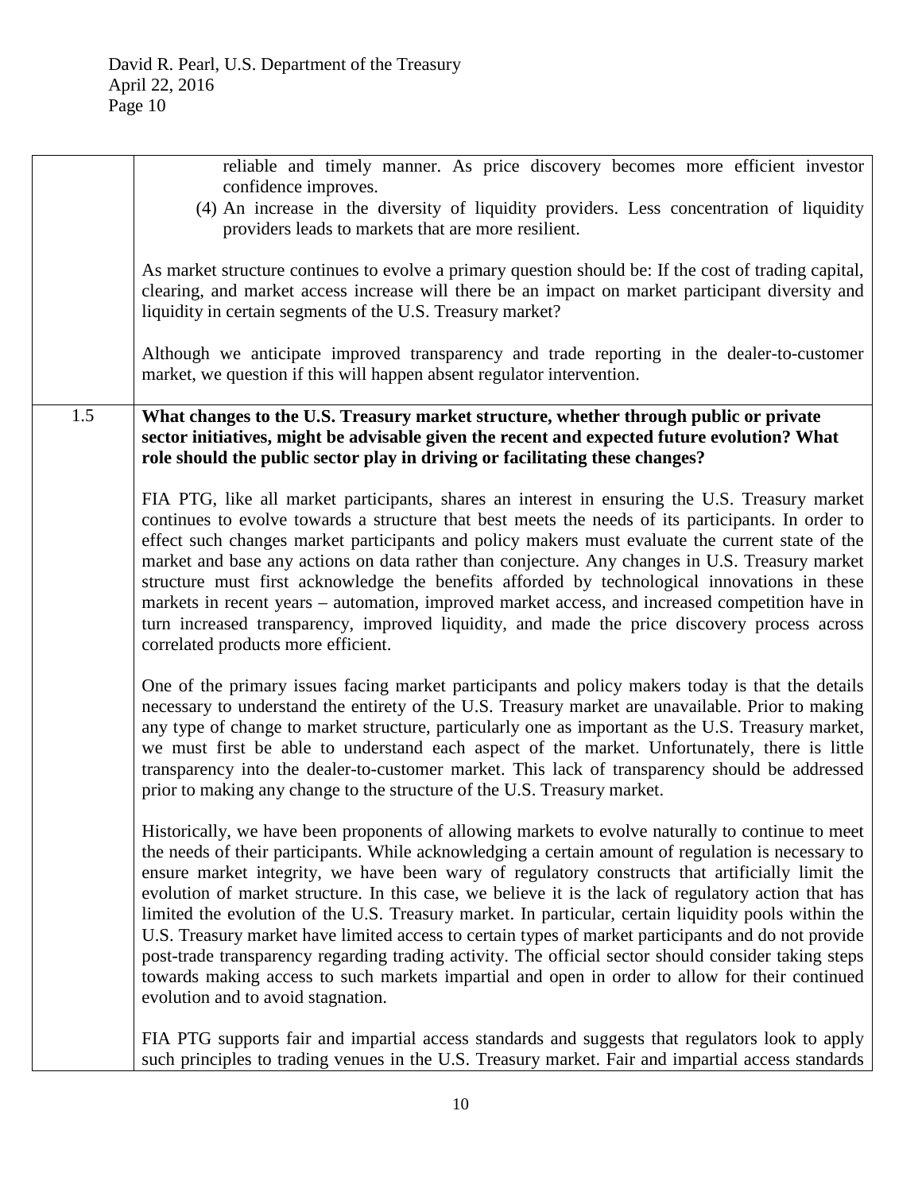| | |
|---|---|
| | reliable and timely manner. As price discovery becomes more efficient investor confidence improves.<br>(4) An increase in the diversity of liquidity providers. Less concentration of liquidity providers leads to markets that are more resilient.<br><br>As market structure continues to evolve a primary question should be: If the cost of trading capital, clearing, and market access increase will there be an impact on market participant diversity and liquidity in certain segments of the U.S. Treasury market?<br><br>Although we anticipate improved transparency and trade reporting in the dealer-to-customer market, we question if this will happen absent regulator intervention. |
| 1.5 | **What changes to the U.S. Treasury market structure, whether through public or private sector initiatives, might be advisable given the recent and expected future evolution? What role should the public sector play in driving or facilitating these changes?**<br><br>FIA PTG, like all market participants, shares an interest in ensuring the U.S. Treasury market continues to evolve towards a structure that best meets the needs of its participants. In order to effect such changes market participants and policy makers must evaluate the current state of the market and base any actions on data rather than conjecture. Any changes in U.S. Treasury market structure must first acknowledge the benefits afforded by technological innovations in these markets in recent years – automation, improved market access, and increased competition have in turn increased transparency, improved liquidity, and made the price discovery process across correlated products more efficient.<br><br>One of the primary issues facing market participants and policy makers today is that the details necessary to understand the entirety of the U.S. Treasury market are unavailable. Prior to making any type of change to market structure, particularly one as important as the U.S. Treasury market, we must first be able to understand each aspect of the market. Unfortunately, there is little transparency into the dealer-to-customer market. This lack of transparency should be addressed prior to making any change to the structure of the U.S. Treasury market.<br><br>Historically, we have been proponents of allowing markets to evolve naturally to continue to meet the needs of their participants. While acknowledging a certain amount of regulation is necessary to ensure market integrity, we have been wary of regulatory constructs that artificially limit the evolution of market structure. In this case, we believe it is the lack of regulatory action that has limited the evolution of the U.S. Treasury market. In particular, certain liquidity pools within the U.S. Treasury market have limited access to certain types of market participants and do not provide post-trade transparency regarding trading activity. The official sector should consider taking steps towards making access to such markets impartial and open in order to allow for their continued evolution and to avoid stagnation.<br><br>FIA PTG supports fair and impartial access standards and suggests that regulators look to apply such principles to trading venues in the U.S. Treasury market. Fair and impartial access standards |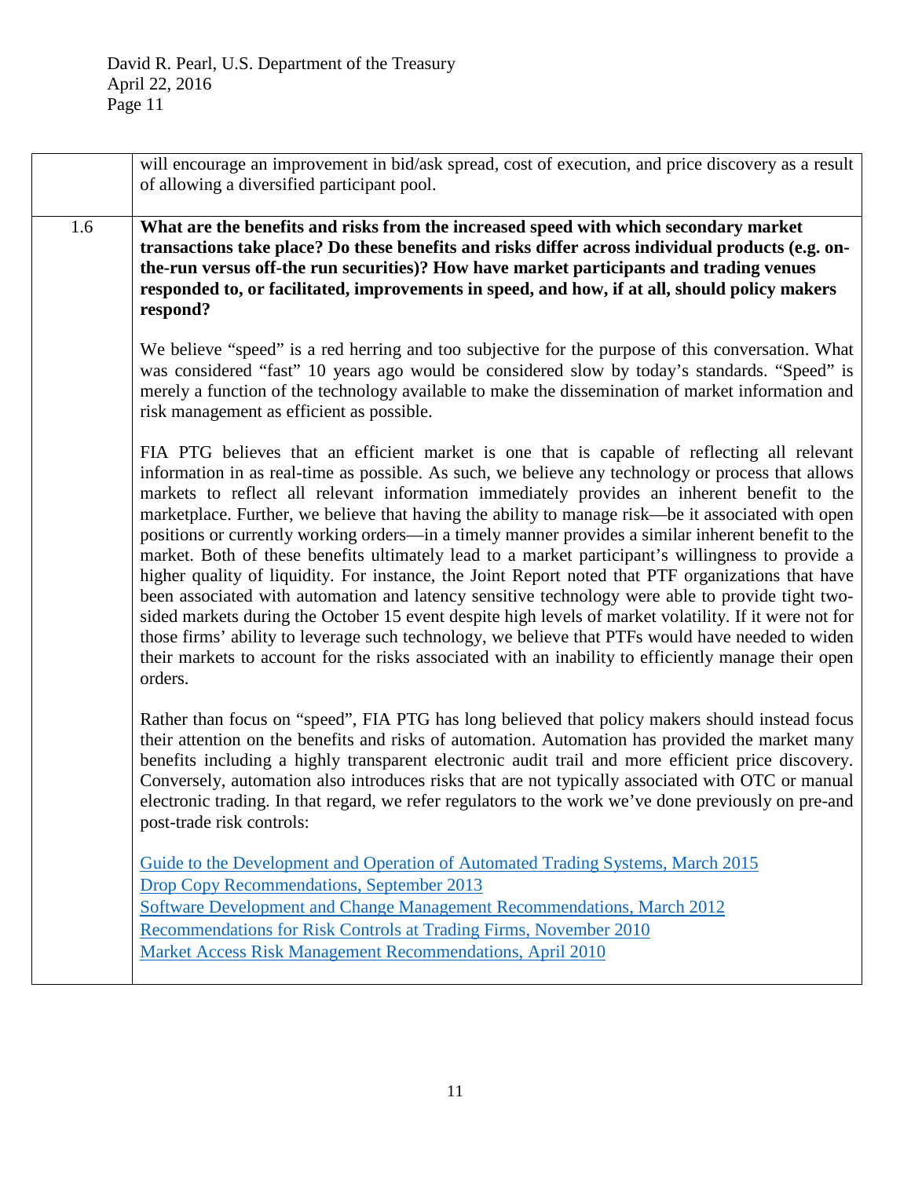| | |
|---|---|
| | will encourage an improvement in bid/ask spread, cost of execution, and price discovery as a result of allowing a diversified participant pool. |
| 1.6 | **What are the benefits and risks from the increased speed with which secondary market transactions take place? Do these benefits and risks differ across individual products (e.g. on-the-run versus off-the run securities)? How have market participants and trading venues responded to, or facilitated, improvements in speed, and how, if at all, should policy makers respond?**<br><br>We believe "speed" is a red herring and too subjective for the purpose of this conversation. What was considered "fast" 10 years ago would be considered slow by today's standards. "Speed" is merely a function of the technology available to make the dissemination of market information and risk management as efficient as possible.<br><br>FIA PTG believes that an efficient market is one that is capable of reflecting all relevant information in as real-time as possible. As such, we believe any technology or process that allows markets to reflect all relevant information immediately provides an inherent benefit to the marketplace. Further, we believe that having the ability to manage risk—be it associated with open positions or currently working orders—in a timely manner provides a similar inherent benefit to the market. Both of these benefits ultimately lead to a market participant's willingness to provide a higher quality of liquidity. For instance, the Joint Report noted that PTF organizations that have been associated with automation and latency sensitive technology were able to provide tight two-sided markets during the October 15 event despite high levels of market volatility. If it were not for those firms' ability to leverage such technology, we believe that PTFs would have needed to widen their markets to account for the risks associated with an inability to efficiently manage their open orders.<br><br>Rather than focus on "speed", FIA PTG has long believed that policy makers should instead focus their attention on the benefits and risks of automation. Automation has provided the market many benefits including a highly transparent electronic audit trail and more efficient price discovery. Conversely, automation also introduces risks that are not typically associated with OTC or manual electronic trading. In that regard, we refer regulators to the work we've done previously on pre-and post-trade risk controls:<br><br>Guide to the Development and Operation of Automated Trading Systems, March 2015<br>Drop Copy Recommendations, September 2013<br>Software Development and Change Management Recommendations, March 2012<br>Recommendations for Risk Controls at Trading Firms, November 2010<br>Market Access Risk Management Recommendations, April 2010 |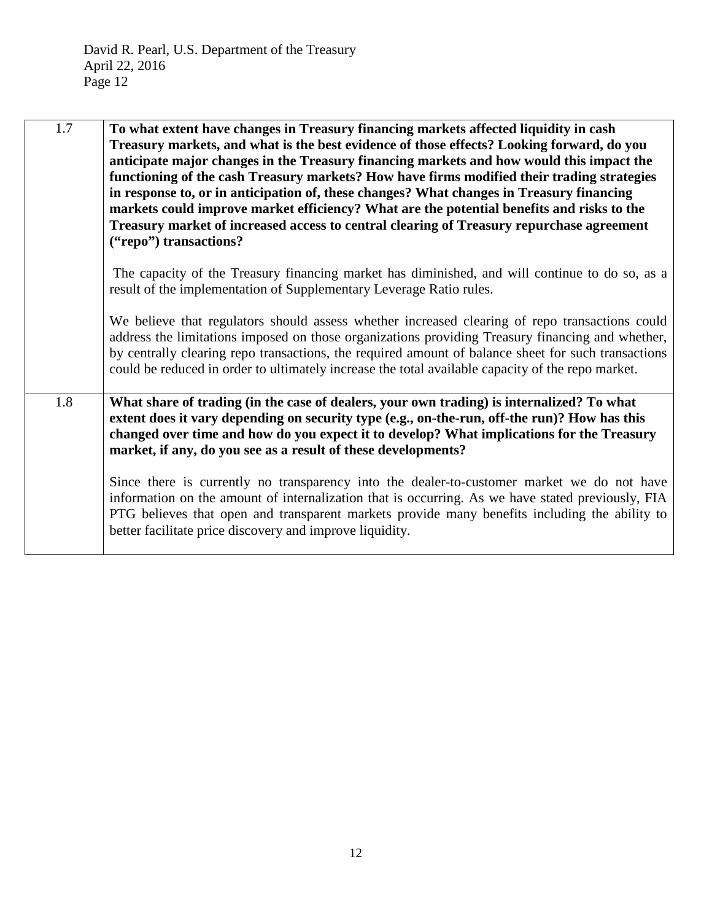| | |
|---|---|
| 1.7 | **To what extent have changes in Treasury financing markets affected liquidity in cash Treasury markets, and what is the best evidence of those effects? Looking forward, do you anticipate major changes in the Treasury financing markets and how would this impact the functioning of the cash Treasury markets? How have firms modified their trading strategies in response to, or in anticipation of, these changes? What changes in Treasury financing markets could improve market efficiency? What are the potential benefits and risks to the Treasury market of increased access to central clearing of Treasury repurchase agreement ("repo") transactions?**<br><br>The capacity of the Treasury financing market has diminished, and will continue to do so, as a result of the implementation of Supplementary Leverage Ratio rules.<br><br>We believe that regulators should assess whether increased clearing of repo transactions could address the limitations imposed on those organizations providing Treasury financing and whether, by centrally clearing repo transactions, the required amount of balance sheet for such transactions could be reduced in order to ultimately increase the total available capacity of the repo market. |
| 1.8 | **What share of trading (in the case of dealers, your own trading) is internalized? To what extent does it vary depending on security type (e.g., on-the-run, off-the run)? How has this changed over time and how do you expect it to develop? What implications for the Treasury market, if any, do you see as a result of these developments?**<br><br>Since there is currently no transparency into the dealer-to-customer market we do not have information on the amount of internalization that is occurring. As we have stated previously, FIA PTG believes that open and transparent markets provide many benefits including the ability to better facilitate price discovery and improve liquidity. |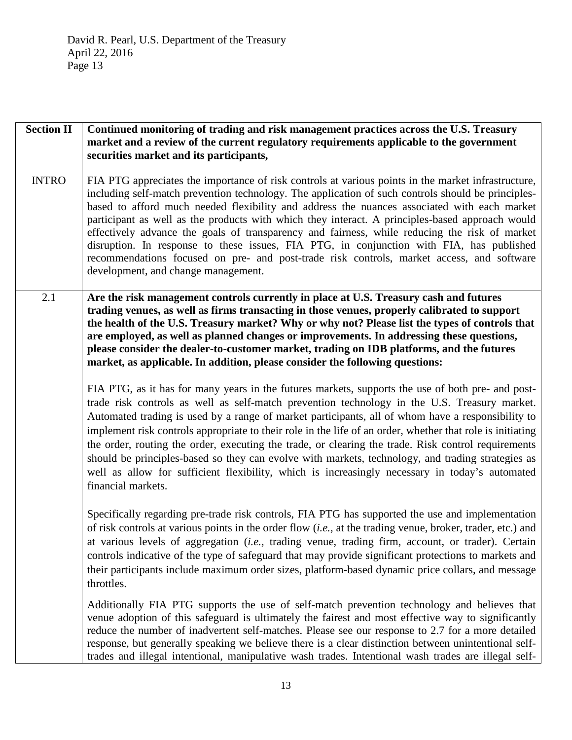| Section II | **Continued monitoring of trading and risk management practices across the U.S. Treasury market and a review of the current regulatory requirements applicable to the government securities market and its participants,** |
|---|---|
| INTRO | FIA PTG appreciates the importance of risk controls at various points in the market infrastructure, including self-match prevention technology. The application of such controls should be principles-based to afford much needed flexibility and address the nuances associated with each market participant as well as the products with which they interact. A principles-based approach would effectively advance the goals of transparency and fairness, while reducing the risk of market disruption. In response to these issues, FIA PTG, in conjunction with FIA, has published recommendations focused on pre- and post-trade risk controls, market access, and software development, and change management. |
| 2.1 | **Are the risk management controls currently in place at U.S. Treasury cash and futures trading venues, as well as firms transacting in those venues, properly calibrated to support the health of the U.S. Treasury market? Why or why not? Please list the types of controls that are employed, as well as planned changes or improvements. In addressing these questions, please consider the dealer-to-customer market, trading on IDB platforms, and the futures market, as applicable. In addition, please consider the following questions:**<br><br>FIA PTG, as it has for many years in the futures markets, supports the use of both pre- and post-trade risk controls as well as self-match prevention technology in the U.S. Treasury market. Automated trading is used by a range of market participants, all of whom have a responsibility to implement risk controls appropriate to their role in the life of an order, whether that role is initiating the order, routing the order, executing the trade, or clearing the trade. Risk control requirements should be principles-based so they can evolve with markets, technology, and trading strategies as well as allow for sufficient flexibility, which is increasingly necessary in today's automated financial markets.<br><br>Specifically regarding pre-trade risk controls, FIA PTG has supported the use and implementation of risk controls at various points in the order flow (*i.e.*, at the trading venue, broker, trader, etc.) and at various levels of aggregation (*i.e.*, trading venue, trading firm, account, or trader). Certain controls indicative of the type of safeguard that may provide significant protections to markets and their participants include maximum order sizes, platform-based dynamic price collars, and message throttles.<br><br>Additionally FIA PTG supports the use of self-match prevention technology and believes that venue adoption of this safeguard is ultimately the fairest and most effective way to significantly reduce the number of inadvertent self-matches. Please see our response to 2.7 for a more detailed response, but generally speaking we believe there is a clear distinction between unintentional self-trades and illegal intentional, manipulative wash trades. Intentional wash trades are illegal self- |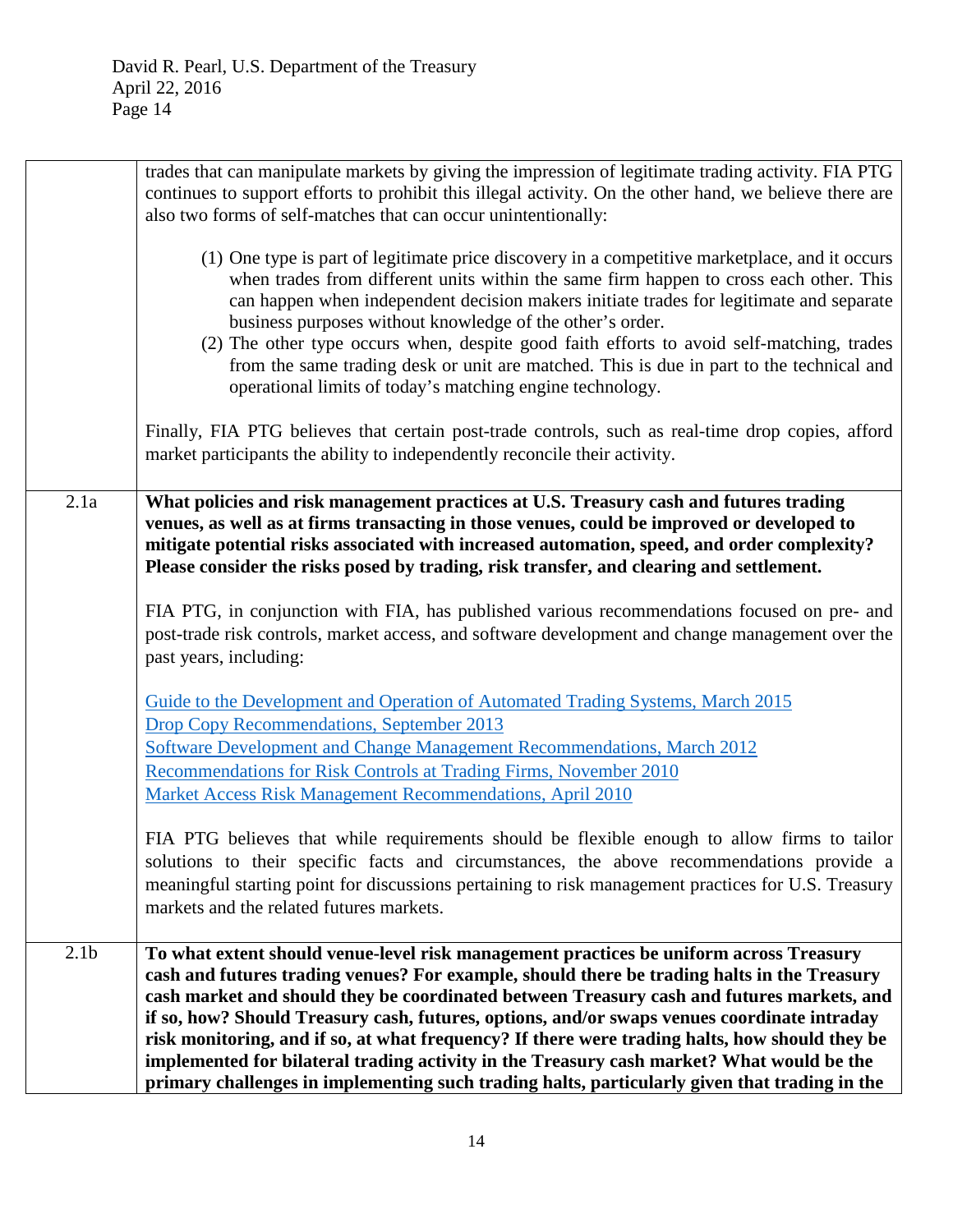| | |
|---|---|
| | trades that can manipulate markets by giving the impression of legitimate trading activity. FIA PTG continues to support efforts to prohibit this illegal activity. On the other hand, we believe there are also two forms of self-matches that can occur unintentionally:<br><br>(1) One type is part of legitimate price discovery in a competitive marketplace, and it occurs when trades from different units within the same firm happen to cross each other. This can happen when independent decision makers initiate trades for legitimate and separate business purposes without knowledge of the other's order.<br>(2) The other type occurs when, despite good faith efforts to avoid self-matching, trades from the same trading desk or unit are matched. This is due in part to the technical and operational limits of today's matching engine technology.<br><br>Finally, FIA PTG believes that certain post-trade controls, such as real-time drop copies, afford market participants the ability to independently reconcile their activity. |
| 2.1a | **What policies and risk management practices at U.S. Treasury cash and futures trading venues, as well as at firms transacting in those venues, could be improved or developed to mitigate potential risks associated with increased automation, speed, and order complexity? Please consider the risks posed by trading, risk transfer, and clearing and settlement.**<br><br>FIA PTG, in conjunction with FIA, has published various recommendations focused on pre- and post-trade risk controls, market access, and software development and change management over the past years, including:<br><br>Guide to the Development and Operation of Automated Trading Systems, March 2015<br>Drop Copy Recommendations, September 2013<br>Software Development and Change Management Recommendations, March 2012<br>Recommendations for Risk Controls at Trading Firms, November 2010<br>Market Access Risk Management Recommendations, April 2010<br><br>FIA PTG believes that while requirements should be flexible enough to allow firms to tailor solutions to their specific facts and circumstances, the above recommendations provide a meaningful starting point for discussions pertaining to risk management practices for U.S. Treasury markets and the related futures markets. |
| 2.1b | **To what extent should venue-level risk management practices be uniform across Treasury cash and futures trading venues? For example, should there be trading halts in the Treasury cash market and should they be coordinated between Treasury cash and futures markets, and if so, how? Should Treasury cash, futures, options, and/or swaps venues coordinate intraday risk monitoring, and if so, at what frequency? If there were trading halts, how should they be implemented for bilateral trading activity in the Treasury cash market? What would be the primary challenges in implementing such trading halts, particularly given that trading in the** |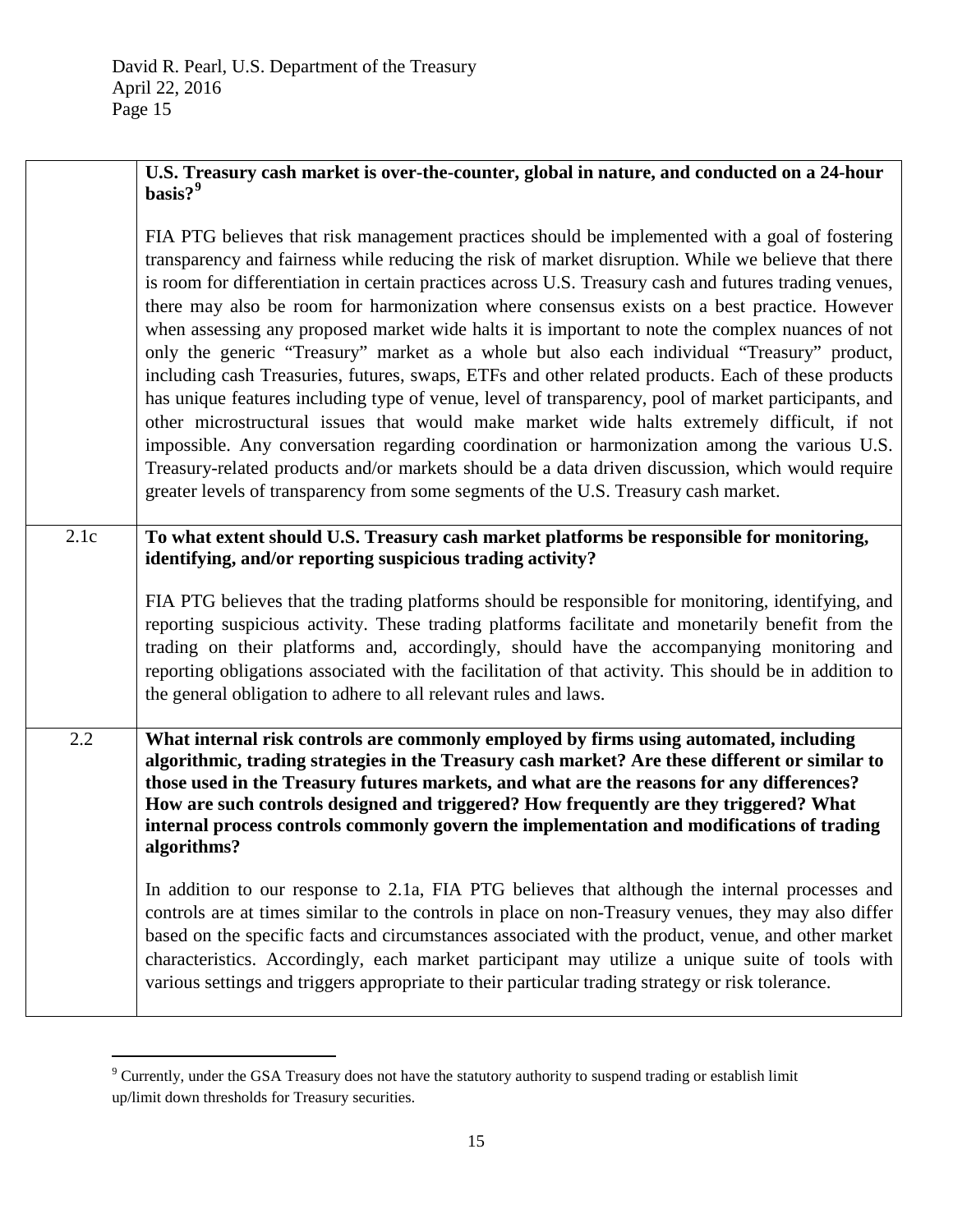| | |
|---|---|
| | **U.S. Treasury cash market is over-the-counter, global in nature, and conducted on a 24-hour basis?**[9] <br><br> FIA PTG believes that risk management practices should be implemented with a goal of fostering transparency and fairness while reducing the risk of market disruption. While we believe that there is room for differentiation in certain practices across U.S. Treasury cash and futures trading venues, there may also be room for harmonization where consensus exists on a best practice. However when assessing any proposed market wide halts it is important to note the complex nuances of not only the generic "Treasury" market as a whole but also each individual "Treasury" product, including cash Treasuries, futures, swaps, ETFs and other related products. Each of these products has unique features including type of venue, level of transparency, pool of market participants, and other microstructural issues that would make market wide halts extremely difficult, if not impossible. Any conversation regarding coordination or harmonization among the various U.S. Treasury-related products and/or markets should be a data driven discussion, which would require greater levels of transparency from some segments of the U.S. Treasury cash market. |
| 2.1c | **To what extent should U.S. Treasury cash market platforms be responsible for monitoring, identifying, and/or reporting suspicious trading activity?** <br><br> FIA PTG believes that the trading platforms should be responsible for monitoring, identifying, and reporting suspicious activity. These trading platforms facilitate and monetarily benefit from the trading on their platforms and, accordingly, should have the accompanying monitoring and reporting obligations associated with the facilitation of that activity. This should be in addition to the general obligation to adhere to all relevant rules and laws. |
| 2.2 | **What internal risk controls are commonly employed by firms using automated, including algorithmic, trading strategies in the Treasury cash market? Are these different or similar to those used in the Treasury futures markets, and what are the reasons for any differences? How are such controls designed and triggered? How frequently are they triggered? What internal process controls commonly govern the implementation and modifications of trading algorithms?** <br><br> In addition to our response to 2.1a, FIA PTG believes that although the internal processes and controls are at times similar to the controls in place on non-Treasury venues, they may also differ based on the specific facts and circumstances associated with the product, venue, and other market characteristics. Accordingly, each market participant may utilize a unique suite of tools with various settings and triggers appropriate to their particular trading strategy or risk tolerance. |

[9] Currently, under the GSA Treasury does not have the statutory authority to suspend trading or establish limit up/limit down thresholds for Treasury securities.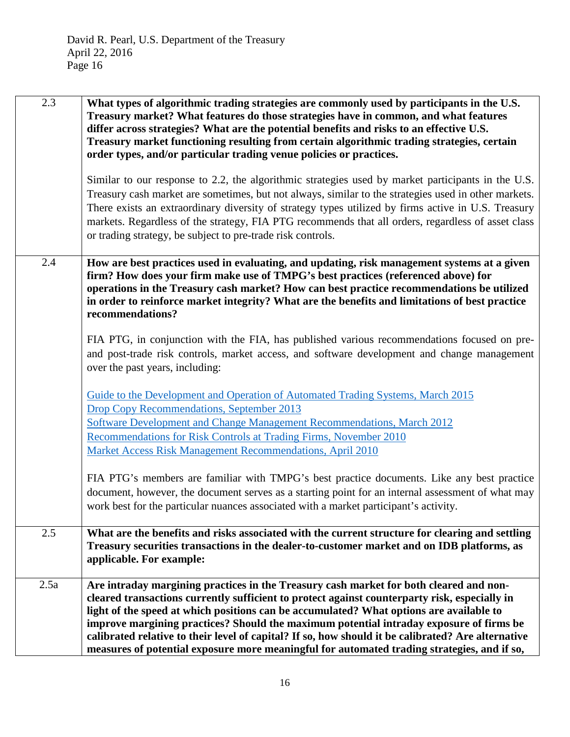| | |
|---|---|
| 2.3 | **What types of algorithmic trading strategies are commonly used by participants in the U.S. Treasury market? What features do those strategies have in common, and what features differ across strategies? What are the potential benefits and risks to an effective U.S. Treasury market functioning resulting from certain algorithmic trading strategies, certain order types, and/or particular trading venue policies or practices.**<br><br>Similar to our response to 2.2, the algorithmic strategies used by market participants in the U.S. Treasury cash market are sometimes, but not always, similar to the strategies used in other markets. There exists an extraordinary diversity of strategy types utilized by firms active in U.S. Treasury markets. Regardless of the strategy, FIA PTG recommends that all orders, regardless of asset class or trading strategy, be subject to pre-trade risk controls. |
| 2.4 | **How are best practices used in evaluating, and updating, risk management systems at a given firm? How does your firm make use of TMPG's best practices (referenced above) for operations in the Treasury cash market? How can best practice recommendations be utilized in order to reinforce market integrity? What are the benefits and limitations of best practice recommendations?**<br><br>FIA PTG, in conjunction with the FIA, has published various recommendations focused on pre- and post-trade risk controls, market access, and software development and change management over the past years, including:<br><br>Guide to the Development and Operation of Automated Trading Systems, March 2015<br>Drop Copy Recommendations, September 2013<br>Software Development and Change Management Recommendations, March 2012<br>Recommendations for Risk Controls at Trading Firms, November 2010<br>Market Access Risk Management Recommendations, April 2010<br><br>FIA PTG's members are familiar with TMPG's best practice documents. Like any best practice document, however, the document serves as a starting point for an internal assessment of what may work best for the particular nuances associated with a market participant's activity. |
| 2.5 | **What are the benefits and risks associated with the current structure for clearing and settling Treasury securities transactions in the dealer-to-customer market and on IDB platforms, as applicable. For example:** |
| 2.5a | **Are intraday margining practices in the Treasury cash market for both cleared and non-cleared transactions currently sufficient to protect against counterparty risk, especially in light of the speed at which positions can be accumulated? What options are available to improve margining practices? Should the maximum potential intraday exposure of firms be calibrated relative to their level of capital? If so, how should it be calibrated? Are alternative measures of potential exposure more meaningful for automated trading strategies, and if so,** |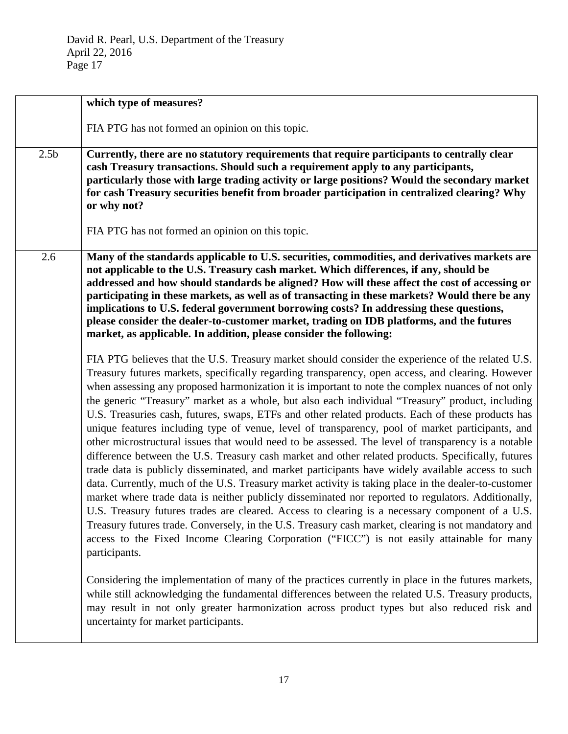|  |  |
| --- | --- |
|  | **which type of measures?**<br><br>FIA PTG has not formed an opinion on this topic. |
| 2.5b | **Currently, there are no statutory requirements that require participants to centrally clear cash Treasury transactions. Should such a requirement apply to any participants, particularly those with large trading activity or large positions? Would the secondary market for cash Treasury securities benefit from broader participation in centralized clearing? Why or why not?**<br><br>FIA PTG has not formed an opinion on this topic. |
| 2.6 | **Many of the standards applicable to U.S. securities, commodities, and derivatives markets are not applicable to the U.S. Treasury cash market. Which differences, if any, should be addressed and how should standards be aligned? How will these affect the cost of accessing or participating in these markets, as well as of transacting in these markets? Would there be any implications to U.S. federal government borrowing costs? In addressing these questions, please consider the dealer-to-customer market, trading on IDB platforms, and the futures market, as applicable. In addition, please consider the following:**<br><br>FIA PTG believes that the U.S. Treasury market should consider the experience of the related U.S. Treasury futures markets, specifically regarding transparency, open access, and clearing. However when assessing any proposed harmonization it is important to note the complex nuances of not only the generic "Treasury" market as a whole, but also each individual "Treasury" product, including U.S. Treasuries cash, futures, swaps, ETFs and other related products. Each of these products has unique features including type of venue, level of transparency, pool of market participants, and other microstructural issues that would need to be assessed. The level of transparency is a notable difference between the U.S. Treasury cash market and other related products. Specifically, futures trade data is publicly disseminated, and market participants have widely available access to such data. Currently, much of the U.S. Treasury market activity is taking place in the dealer-to-customer market where trade data is neither publicly disseminated nor reported to regulators. Additionally, U.S. Treasury futures trades are cleared. Access to clearing is a necessary component of a U.S. Treasury futures trade. Conversely, in the U.S. Treasury cash market, clearing is not mandatory and access to the Fixed Income Clearing Corporation ("FICC") is not easily attainable for many participants.<br><br>Considering the implementation of many of the practices currently in place in the futures markets, while still acknowledging the fundamental differences between the related U.S. Treasury products, may result in not only greater harmonization across product types but also reduced risk and uncertainty for market participants. |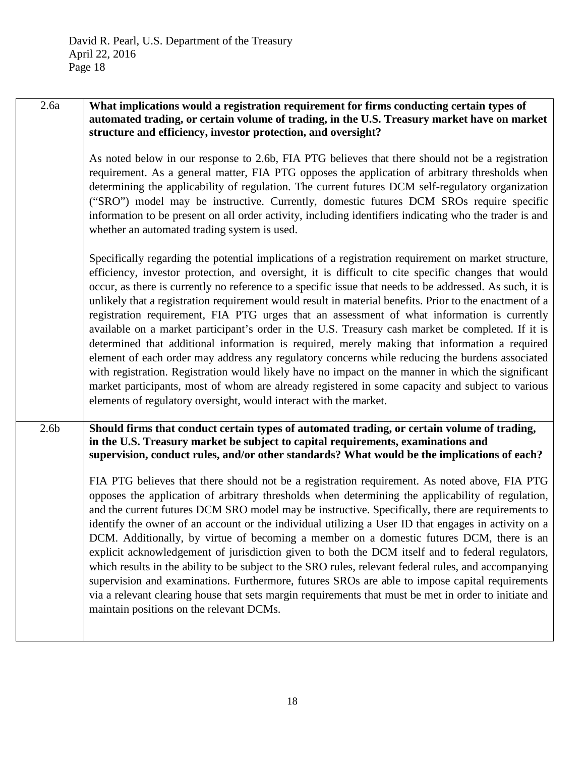| | |
|---|---|
| 2.6a | **What implications would a registration requirement for firms conducting certain types of automated trading, or certain volume of trading, in the U.S. Treasury market have on market structure and efficiency, investor protection, and oversight?**<br><br>As noted below in our response to 2.6b, FIA PTG believes that there should not be a registration requirement. As a general matter, FIA PTG opposes the application of arbitrary thresholds when determining the applicability of regulation. The current futures DCM self-regulatory organization ("SRO") model may be instructive. Currently, domestic futures DCM SROs require specific information to be present on all order activity, including identifiers indicating who the trader is and whether an automated trading system is used.<br><br>Specifically regarding the potential implications of a registration requirement on market structure, efficiency, investor protection, and oversight, it is difficult to cite specific changes that would occur, as there is currently no reference to a specific issue that needs to be addressed. As such, it is unlikely that a registration requirement would result in material benefits. Prior to the enactment of a registration requirement, FIA PTG urges that an assessment of what information is currently available on a market participant's order in the U.S. Treasury cash market be completed. If it is determined that additional information is required, merely making that information a required element of each order may address any regulatory concerns while reducing the burdens associated with registration. Registration would likely have no impact on the manner in which the significant market participants, most of whom are already registered in some capacity and subject to various elements of regulatory oversight, would interact with the market. |
| 2.6b | **Should firms that conduct certain types of automated trading, or certain volume of trading, in the U.S. Treasury market be subject to capital requirements, examinations and supervision, conduct rules, and/or other standards? What would be the implications of each?**<br><br>FIA PTG believes that there should not be a registration requirement. As noted above, FIA PTG opposes the application of arbitrary thresholds when determining the applicability of regulation, and the current futures DCM SRO model may be instructive. Specifically, there are requirements to identify the owner of an account or the individual utilizing a User ID that engages in activity on a DCM. Additionally, by virtue of becoming a member on a domestic futures DCM, there is an explicit acknowledgement of jurisdiction given to both the DCM itself and to federal regulators, which results in the ability to be subject to the SRO rules, relevant federal rules, and accompanying supervision and examinations. Furthermore, futures SROs are able to impose capital requirements via a relevant clearing house that sets margin requirements that must be met in order to initiate and maintain positions on the relevant DCMs. |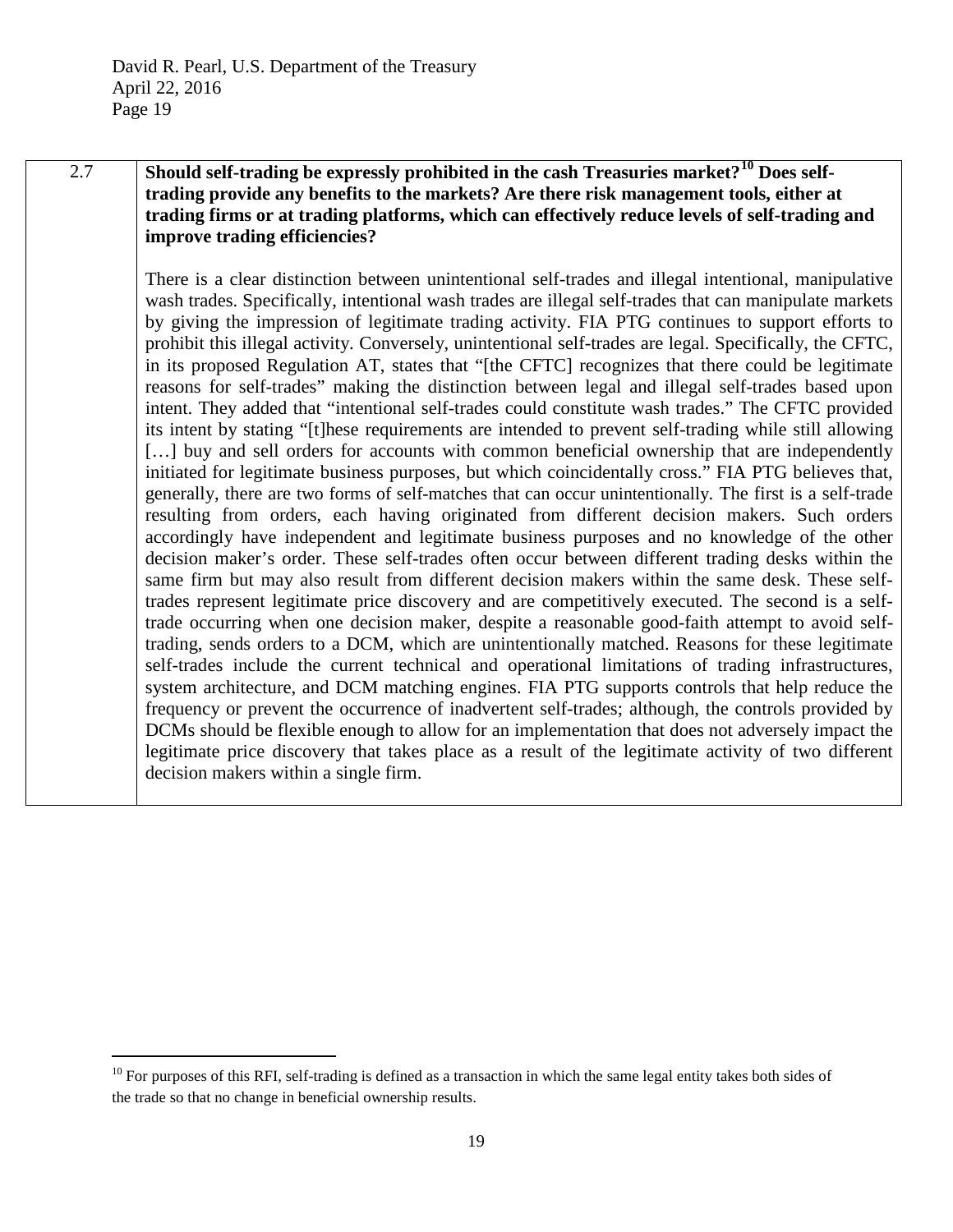| 2.7 | **Should self-trading be expressly prohibited in the cash Treasuries market?[10] Does self-trading provide any benefits to the markets? Are there risk management tools, either at trading firms or at trading platforms, which can effectively reduce levels of self-trading and improve trading efficiencies?**<br><br>There is a clear distinction between unintentional self-trades and illegal intentional, manipulative wash trades. Specifically, intentional wash trades are illegal self-trades that can manipulate markets by giving the impression of legitimate trading activity. FIA PTG continues to support efforts to prohibit this illegal activity. Conversely, unintentional self-trades are legal. Specifically, the CFTC, in its proposed Regulation AT, states that "[the CFTC] recognizes that there could be legitimate reasons for self-trades" making the distinction between legal and illegal self-trades based upon intent. They added that "intentional self-trades could constitute wash trades." The CFTC provided its intent by stating "[t]hese requirements are intended to prevent self-trading while still allowing […] buy and sell orders for accounts with common beneficial ownership that are independently initiated for legitimate business purposes, but which coincidentally cross." FIA PTG believes that, generally, there are two forms of self-matches that can occur unintentionally. The first is a self-trade resulting from orders, each having originated from different decision makers. Such orders accordingly have independent and legitimate business purposes and no knowledge of the other decision maker's order. These self-trades often occur between different trading desks within the same firm but may also result from different decision makers within the same desk. These self-trades represent legitimate price discovery and are competitively executed. The second is a self-trade occurring when one decision maker, despite a reasonable good-faith attempt to avoid self-trading, sends orders to a DCM, which are unintentionally matched. Reasons for these legitimate self-trades include the current technical and operational limitations of trading infrastructures, system architecture, and DCM matching engines. FIA PTG supports controls that help reduce the frequency or prevent the occurrence of inadvertent self-trades; although, the controls provided by DCMs should be flexible enough to allow for an implementation that does not adversely impact the legitimate price discovery that takes place as a result of the legitimate activity of two different decision makers within a single firm. |
|---|---|

[10] For purposes of this RFI, self-trading is defined as a transaction in which the same legal entity takes both sides of the trade so that no change in beneficial ownership results.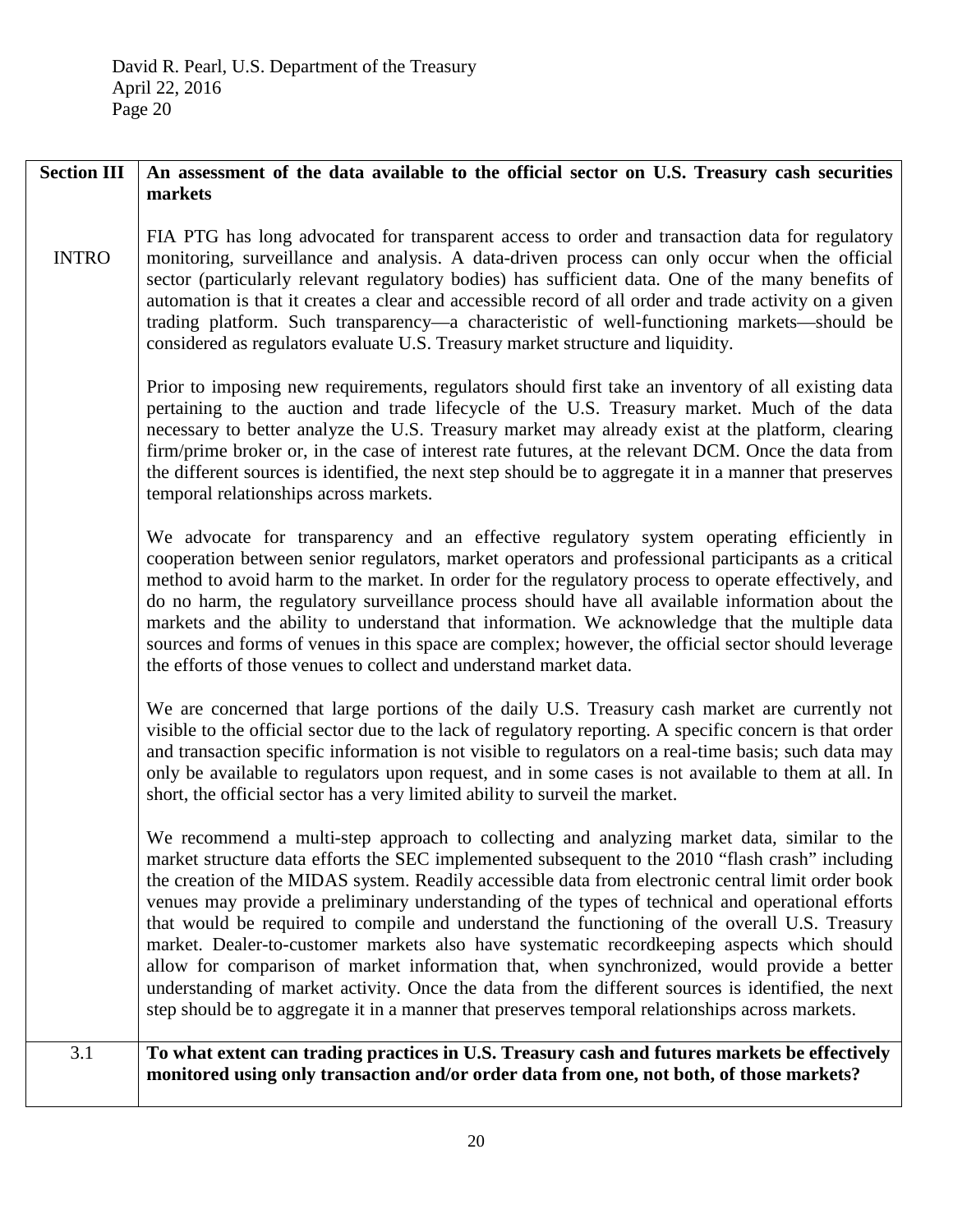| Section III | An assessment of the data available to the official sector on U.S. Treasury cash securities markets |
|---|---|
| INTRO | FIA PTG has long advocated for transparent access to order and transaction data for regulatory monitoring, surveillance and analysis. A data-driven process can only occur when the official sector (particularly relevant regulatory bodies) has sufficient data. One of the many benefits of automation is that it creates a clear and accessible record of all order and trade activity on a given trading platform. Such transparency—a characteristic of well-functioning markets—should be considered as regulators evaluate U.S. Treasury market structure and liquidity.<br><br>Prior to imposing new requirements, regulators should first take an inventory of all existing data pertaining to the auction and trade lifecycle of the U.S. Treasury market. Much of the data necessary to better analyze the U.S. Treasury market may already exist at the platform, clearing firm/prime broker or, in the case of interest rate futures, at the relevant DCM. Once the data from the different sources is identified, the next step should be to aggregate it in a manner that preserves temporal relationships across markets.<br><br>We advocate for transparency and an effective regulatory system operating efficiently in cooperation between senior regulators, market operators and professional participants as a critical method to avoid harm to the market. In order for the regulatory process to operate effectively, and do no harm, the regulatory surveillance process should have all available information about the markets and the ability to understand that information. We acknowledge that the multiple data sources and forms of venues in this space are complex; however, the official sector should leverage the efforts of those venues to collect and understand market data.<br><br>We are concerned that large portions of the daily U.S. Treasury cash market are currently not visible to the official sector due to the lack of regulatory reporting. A specific concern is that order and transaction specific information is not visible to regulators on a real-time basis; such data may only be available to regulators upon request, and in some cases is not available to them at all. In short, the official sector has a very limited ability to surveil the market.<br><br>We recommend a multi-step approach to collecting and analyzing market data, similar to the market structure data efforts the SEC implemented subsequent to the 2010 "flash crash" including the creation of the MIDAS system. Readily accessible data from electronic central limit order book venues may provide a preliminary understanding of the types of technical and operational efforts that would be required to compile and understand the functioning of the overall U.S. Treasury market. Dealer-to-customer markets also have systematic recordkeeping aspects which should allow for comparison of market information that, when synchronized, would provide a better understanding of market activity. Once the data from the different sources is identified, the next step should be to aggregate it in a manner that preserves temporal relationships across markets. |
| 3.1 | **To what extent can trading practices in U.S. Treasury cash and futures markets be effectively monitored using only transaction and/or order data from one, not both, of those markets?** |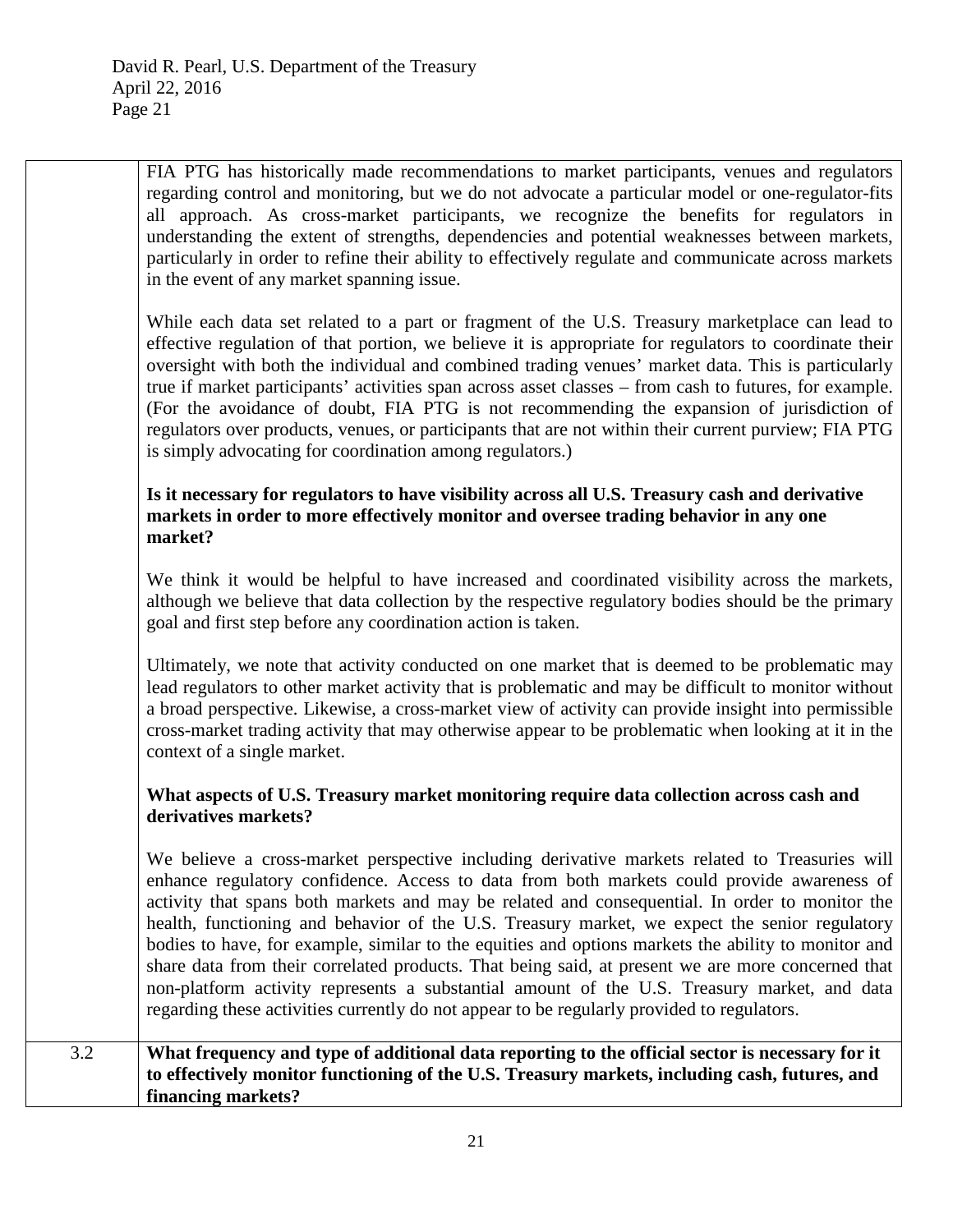| | |
|---|---|
| | FIA PTG has historically made recommendations to market participants, venues and regulators regarding control and monitoring, but we do not advocate a particular model or one-regulator-fits all approach. As cross-market participants, we recognize the benefits for regulators in understanding the extent of strengths, dependencies and potential weaknesses between markets, particularly in order to refine their ability to effectively regulate and communicate across markets in the event of any market spanning issue.<br><br>While each data set related to a part or fragment of the U.S. Treasury marketplace can lead to effective regulation of that portion, we believe it is appropriate for regulators to coordinate their oversight with both the individual and combined trading venues' market data. This is particularly true if market participants' activities span across asset classes – from cash to futures, for example. (For the avoidance of doubt, FIA PTG is not recommending the expansion of jurisdiction of regulators over products, venues, or participants that are not within their current purview; FIA PTG is simply advocating for coordination among regulators.)<br><br>**Is it necessary for regulators to have visibility across all U.S. Treasury cash and derivative markets in order to more effectively monitor and oversee trading behavior in any one market?**<br><br>We think it would be helpful to have increased and coordinated visibility across the markets, although we believe that data collection by the respective regulatory bodies should be the primary goal and first step before any coordination action is taken.<br><br>Ultimately, we note that activity conducted on one market that is deemed to be problematic may lead regulators to other market activity that is problematic and may be difficult to monitor without a broad perspective. Likewise, a cross-market view of activity can provide insight into permissible cross-market trading activity that may otherwise appear to be problematic when looking at it in the context of a single market.<br><br>**What aspects of U.S. Treasury market monitoring require data collection across cash and derivatives markets?**<br><br>We believe a cross-market perspective including derivative markets related to Treasuries will enhance regulatory confidence. Access to data from both markets could provide awareness of activity that spans both markets and may be related and consequential. In order to monitor the health, functioning and behavior of the U.S. Treasury market, we expect the senior regulatory bodies to have, for example, similar to the equities and options markets the ability to monitor and share data from their correlated products. That being said, at present we are more concerned that non-platform activity represents a substantial amount of the U.S. Treasury market, and data regarding these activities currently do not appear to be regularly provided to regulators. |
| 3.2 | **What frequency and type of additional data reporting to the official sector is necessary for it to effectively monitor functioning of the U.S. Treasury markets, including cash, futures, and financing markets?** |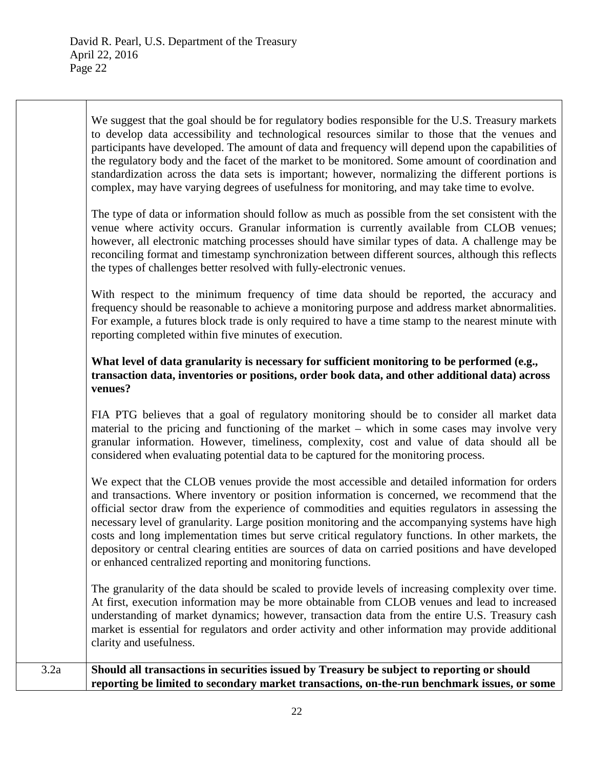| | |
|---|---|
| | We suggest that the goal should be for regulatory bodies responsible for the U.S. Treasury markets to develop data accessibility and technological resources similar to those that the venues and participants have developed. The amount of data and frequency will depend upon the capabilities of the regulatory body and the facet of the market to be monitored. Some amount of coordination and standardization across the data sets is important; however, normalizing the different portions is complex, may have varying degrees of usefulness for monitoring, and may take time to evolve.<br><br>The type of data or information should follow as much as possible from the set consistent with the venue where activity occurs. Granular information is currently available from CLOB venues; however, all electronic matching processes should have similar types of data. A challenge may be reconciling format and timestamp synchronization between different sources, although this reflects the types of challenges better resolved with fully-electronic venues.<br><br>With respect to the minimum frequency of time data should be reported, the accuracy and frequency should be reasonable to achieve a monitoring purpose and address market abnormalities. For example, a futures block trade is only required to have a time stamp to the nearest minute with reporting completed within five minutes of execution.<br><br>**What level of data granularity is necessary for sufficient monitoring to be performed (e.g., transaction data, inventories or positions, order book data, and other additional data) across venues?**<br><br>FIA PTG believes that a goal of regulatory monitoring should be to consider all market data material to the pricing and functioning of the market – which in some cases may involve very granular information. However, timeliness, complexity, cost and value of data should all be considered when evaluating potential data to be captured for the monitoring process.<br><br>We expect that the CLOB venues provide the most accessible and detailed information for orders and transactions. Where inventory or position information is concerned, we recommend that the official sector draw from the experience of commodities and equities regulators in assessing the necessary level of granularity. Large position monitoring and the accompanying systems have high costs and long implementation times but serve critical regulatory functions. In other markets, the depository or central clearing entities are sources of data on carried positions and have developed or enhanced centralized reporting and monitoring functions.<br><br>The granularity of the data should be scaled to provide levels of increasing complexity over time. At first, execution information may be more obtainable from CLOB venues and lead to increased understanding of market dynamics; however, transaction data from the entire U.S. Treasury cash market is essential for regulators and order activity and other information may provide additional clarity and usefulness. |
| 3.2a | **Should all transactions in securities issued by Treasury be subject to reporting or should reporting be limited to secondary market transactions, on-the-run benchmark issues, or some** |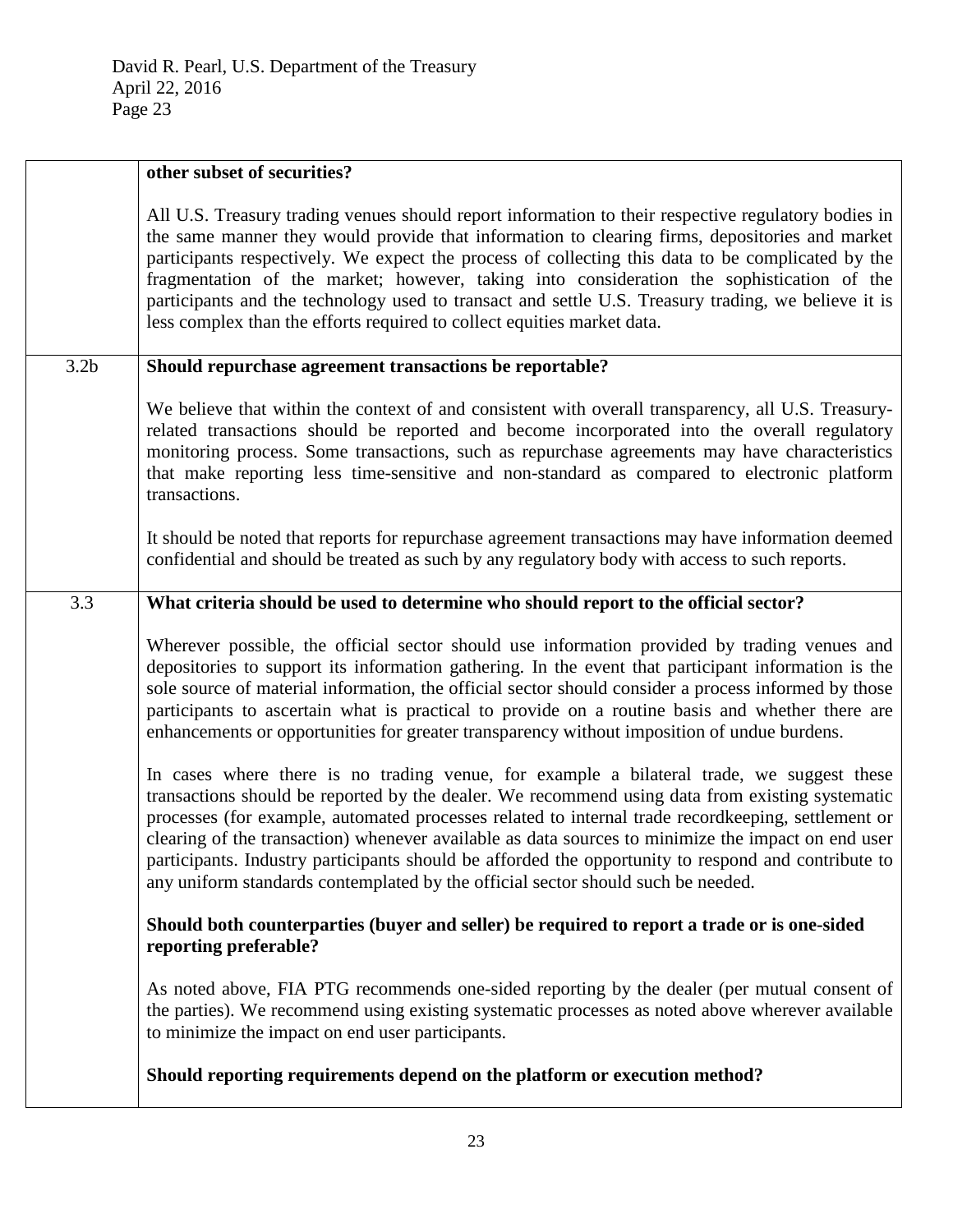| | |
|---|---|
| | **other subset of securities?**<br><br>All U.S. Treasury trading venues should report information to their respective regulatory bodies in the same manner they would provide that information to clearing firms, depositories and market participants respectively. We expect the process of collecting this data to be complicated by the fragmentation of the market; however, taking into consideration the sophistication of the participants and the technology used to transact and settle U.S. Treasury trading, we believe it is less complex than the efforts required to collect equities market data. |
| 3.2b | **Should repurchase agreement transactions be reportable?**<br><br>We believe that within the context of and consistent with overall transparency, all U.S. Treasury-related transactions should be reported and become incorporated into the overall regulatory monitoring process. Some transactions, such as repurchase agreements may have characteristics that make reporting less time-sensitive and non-standard as compared to electronic platform transactions.<br><br>It should be noted that reports for repurchase agreement transactions may have information deemed confidential and should be treated as such by any regulatory body with access to such reports. |
| 3.3 | **What criteria should be used to determine who should report to the official sector?**<br><br>Wherever possible, the official sector should use information provided by trading venues and depositories to support its information gathering. In the event that participant information is the sole source of material information, the official sector should consider a process informed by those participants to ascertain what is practical to provide on a routine basis and whether there are enhancements or opportunities for greater transparency without imposition of undue burdens.<br><br>In cases where there is no trading venue, for example a bilateral trade, we suggest these transactions should be reported by the dealer. We recommend using data from existing systematic processes (for example, automated processes related to internal trade recordkeeping, settlement or clearing of the transaction) whenever available as data sources to minimize the impact on end user participants. Industry participants should be afforded the opportunity to respond and contribute to any uniform standards contemplated by the official sector should such be needed.<br><br>**Should both counterparties (buyer and seller) be required to report a trade or is one-sided reporting preferable?**<br><br>As noted above, FIA PTG recommends one-sided reporting by the dealer (per mutual consent of the parties). We recommend using existing systematic processes as noted above wherever available to minimize the impact on end user participants.<br><br>**Should reporting requirements depend on the platform or execution method?** |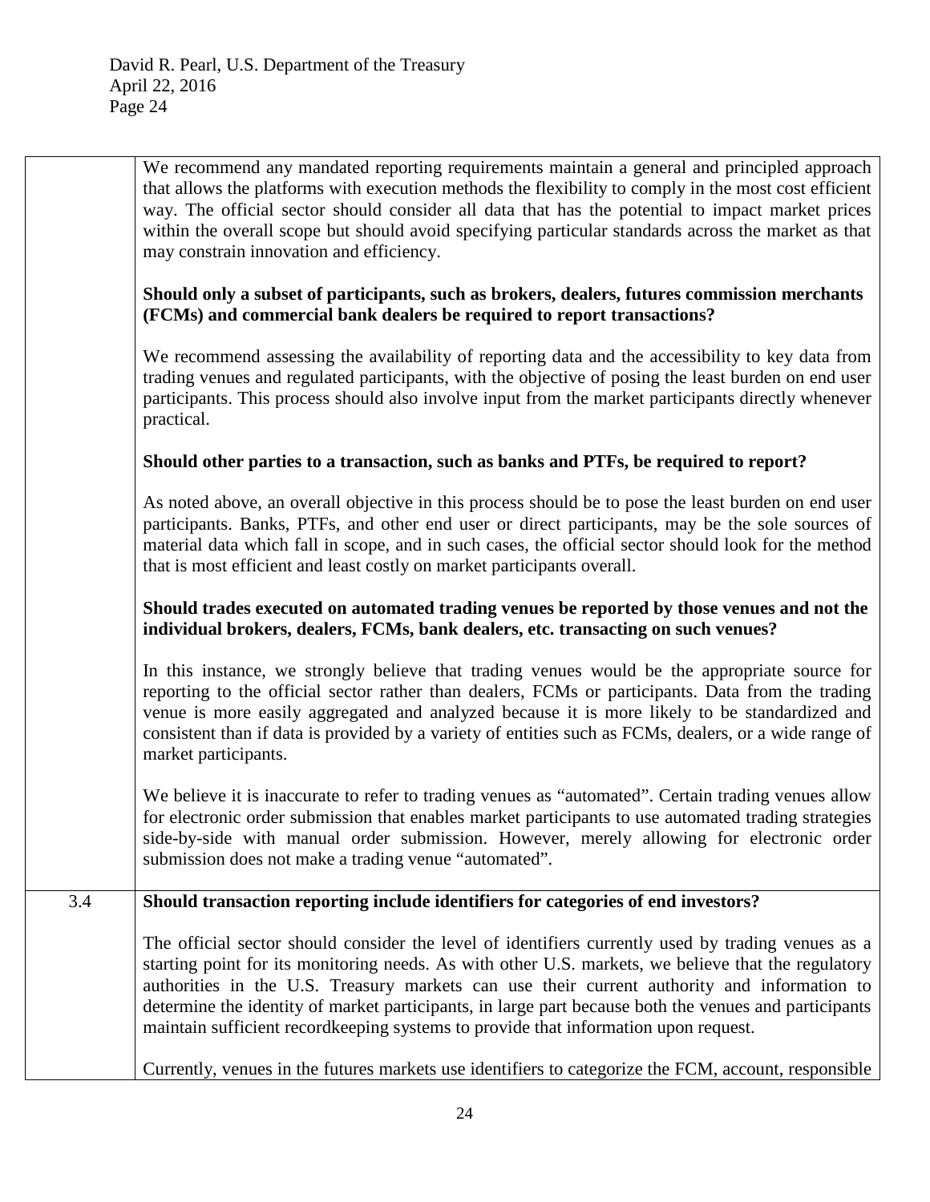| | |
|---|---|
| | We recommend any mandated reporting requirements maintain a general and principled approach that allows the platforms with execution methods the flexibility to comply in the most cost efficient way. The official sector should consider all data that has the potential to impact market prices within the overall scope but should avoid specifying particular standards across the market as that may constrain innovation and efficiency.<br><br>**Should only a subset of participants, such as brokers, dealers, futures commission merchants (FCMs) and commercial bank dealers be required to report transactions?**<br><br>We recommend assessing the availability of reporting data and the accessibility to key data from trading venues and regulated participants, with the objective of posing the least burden on end user participants. This process should also involve input from the market participants directly whenever practical.<br><br>**Should other parties to a transaction, such as banks and PTFs, be required to report?**<br><br>As noted above, an overall objective in this process should be to pose the least burden on end user participants. Banks, PTFs, and other end user or direct participants, may be the sole sources of material data which fall in scope, and in such cases, the official sector should look for the method that is most efficient and least costly on market participants overall.<br><br>**Should trades executed on automated trading venues be reported by those venues and not the individual brokers, dealers, FCMs, bank dealers, etc. transacting on such venues?**<br><br>In this instance, we strongly believe that trading venues would be the appropriate source for reporting to the official sector rather than dealers, FCMs or participants. Data from the trading venue is more easily aggregated and analyzed because it is more likely to be standardized and consistent than if data is provided by a variety of entities such as FCMs, dealers, or a wide range of market participants.<br><br>We believe it is inaccurate to refer to trading venues as "automated". Certain trading venues allow for electronic order submission that enables market participants to use automated trading strategies side-by-side with manual order submission. However, merely allowing for electronic order submission does not make a trading venue "automated". |
| 3.4 | **Should transaction reporting include identifiers for categories of end investors?**<br><br>The official sector should consider the level of identifiers currently used by trading venues as a starting point for its monitoring needs. As with other U.S. markets, we believe that the regulatory authorities in the U.S. Treasury markets can use their current authority and information to determine the identity of market participants, in large part because both the venues and participants maintain sufficient recordkeeping systems to provide that information upon request.<br><br>Currently, venues in the futures markets use identifiers to categorize the FCM, account, responsible |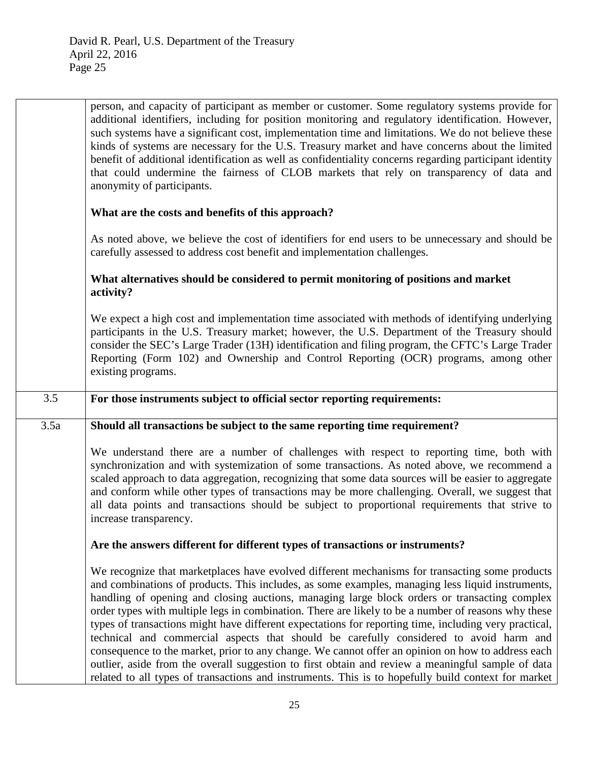| | |
|---|---|
| | person, and capacity of participant as member or customer. Some regulatory systems provide for additional identifiers, including for position monitoring and regulatory identification. However, such systems have a significant cost, implementation time and limitations. We do not believe these kinds of systems are necessary for the U.S. Treasury market and have concerns about the limited benefit of additional identification as well as confidentiality concerns regarding participant identity that could undermine the fairness of CLOB markets that rely on transparency of data and anonymity of participants.<br><br>**What are the costs and benefits of this approach?**<br><br>As noted above, we believe the cost of identifiers for end users to be unnecessary and should be carefully assessed to address cost benefit and implementation challenges.<br><br>**What alternatives should be considered to permit monitoring of positions and market activity?**<br><br>We expect a high cost and implementation time associated with methods of identifying underlying participants in the U.S. Treasury market; however, the U.S. Department of the Treasury should consider the SEC's Large Trader (13H) identification and filing program, the CFTC's Large Trader Reporting (Form 102) and Ownership and Control Reporting (OCR) programs, among other existing programs. |
| 3.5 | **For those instruments subject to official sector reporting requirements:** |
| 3.5a | **Should all transactions be subject to the same reporting time requirement?**<br><br>We understand there are a number of challenges with respect to reporting time, both with synchronization and with systemization of some transactions. As noted above, we recommend a scaled approach to data aggregation, recognizing that some data sources will be easier to aggregate and conform while other types of transactions may be more challenging. Overall, we suggest that all data points and transactions should be subject to proportional requirements that strive to increase transparency.<br><br>**Are the answers different for different types of transactions or instruments?**<br><br>We recognize that marketplaces have evolved different mechanisms for transacting some products and combinations of products. This includes, as some examples, managing less liquid instruments, handling of opening and closing auctions, managing large block orders or transacting complex order types with multiple legs in combination. There are likely to be a number of reasons why these types of transactions might have different expectations for reporting time, including very practical, technical and commercial aspects that should be carefully considered to avoid harm and consequence to the market, prior to any change. We cannot offer an opinion on how to address each outlier, aside from the overall suggestion to first obtain and review a meaningful sample of data related to all types of transactions and instruments. This is to hopefully build context for market |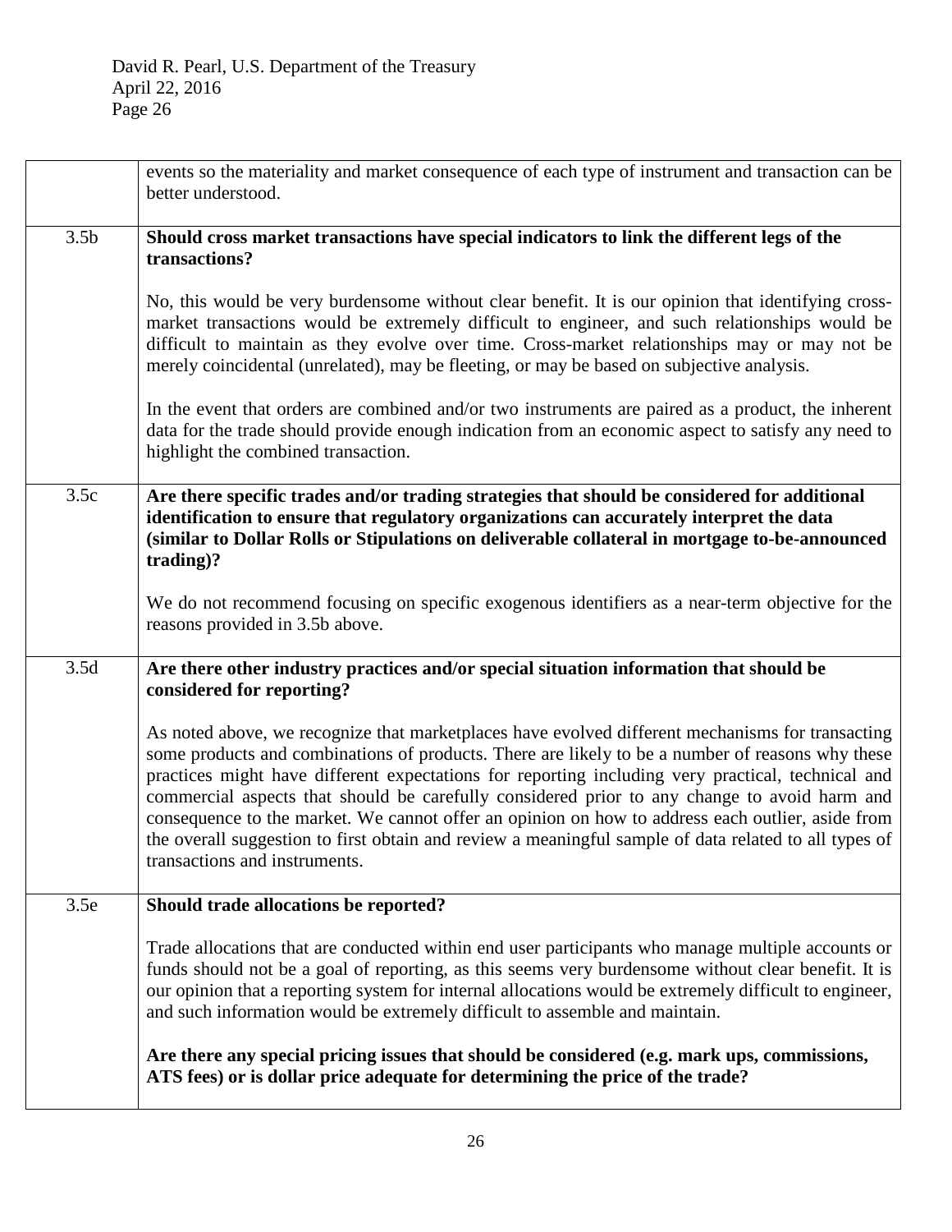| | |
|---|---|
| | events so the materiality and market consequence of each type of instrument and transaction can be better understood. |
| 3.5b | **Should cross market transactions have special indicators to link the different legs of the transactions?**<br><br>No, this would be very burdensome without clear benefit. It is our opinion that identifying cross-market transactions would be extremely difficult to engineer, and such relationships would be difficult to maintain as they evolve over time. Cross-market relationships may or may not be merely coincidental (unrelated), may be fleeting, or may be based on subjective analysis.<br><br>In the event that orders are combined and/or two instruments are paired as a product, the inherent data for the trade should provide enough indication from an economic aspect to satisfy any need to highlight the combined transaction. |
| 3.5c | **Are there specific trades and/or trading strategies that should be considered for additional identification to ensure that regulatory organizations can accurately interpret the data (similar to Dollar Rolls or Stipulations on deliverable collateral in mortgage to-be-announced trading)?**<br><br>We do not recommend focusing on specific exogenous identifiers as a near-term objective for the reasons provided in 3.5b above. |
| 3.5d | **Are there other industry practices and/or special situation information that should be considered for reporting?**<br><br>As noted above, we recognize that marketplaces have evolved different mechanisms for transacting some products and combinations of products. There are likely to be a number of reasons why these practices might have different expectations for reporting including very practical, technical and commercial aspects that should be carefully considered prior to any change to avoid harm and consequence to the market. We cannot offer an opinion on how to address each outlier, aside from the overall suggestion to first obtain and review a meaningful sample of data related to all types of transactions and instruments. |
| 3.5e | **Should trade allocations be reported?**<br><br>Trade allocations that are conducted within end user participants who manage multiple accounts or funds should not be a goal of reporting, as this seems very burdensome without clear benefit. It is our opinion that a reporting system for internal allocations would be extremely difficult to engineer, and such information would be extremely difficult to assemble and maintain.<br><br>**Are there any special pricing issues that should be considered (e.g. mark ups, commissions, ATS fees) or is dollar price adequate for determining the price of the trade?** |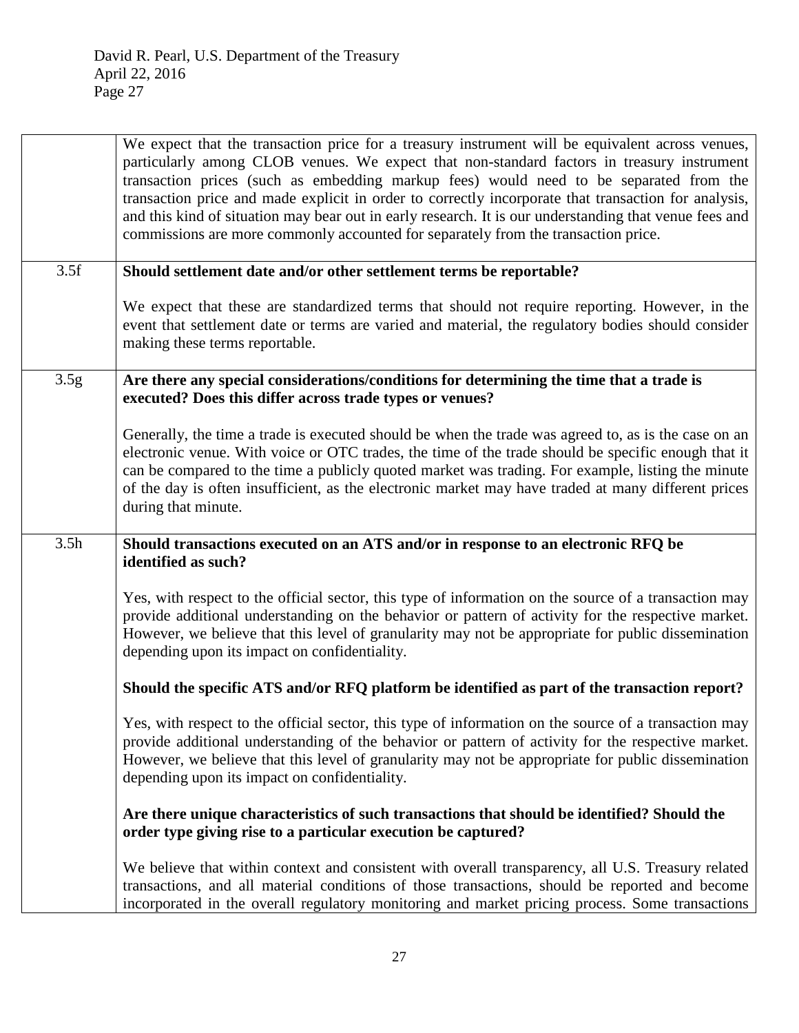| | |
|---|---|
| | We expect that the transaction price for a treasury instrument will be equivalent across venues, particularly among CLOB venues. We expect that non-standard factors in treasury instrument transaction prices (such as embedding markup fees) would need to be separated from the transaction price and made explicit in order to correctly incorporate that transaction for analysis, and this kind of situation may bear out in early research. It is our understanding that venue fees and commissions are more commonly accounted for separately from the transaction price. |
| 3.5f | **Should settlement date and/or other settlement terms be reportable?**<br><br>We expect that these are standardized terms that should not require reporting. However, in the event that settlement date or terms are varied and material, the regulatory bodies should consider making these terms reportable. |
| 3.5g | **Are there any special considerations/conditions for determining the time that a trade is executed? Does this differ across trade types or venues?**<br><br>Generally, the time a trade is executed should be when the trade was agreed to, as is the case on an electronic venue. With voice or OTC trades, the time of the trade should be specific enough that it can be compared to the time a publicly quoted market was trading. For example, listing the minute of the day is often insufficient, as the electronic market may have traded at many different prices during that minute. |
| 3.5h | **Should transactions executed on an ATS and/or in response to an electronic RFQ be identified as such?**<br><br>Yes, with respect to the official sector, this type of information on the source of a transaction may provide additional understanding on the behavior or pattern of activity for the respective market. However, we believe that this level of granularity may not be appropriate for public dissemination depending upon its impact on confidentiality.<br><br>**Should the specific ATS and/or RFQ platform be identified as part of the transaction report?**<br><br>Yes, with respect to the official sector, this type of information on the source of a transaction may provide additional understanding of the behavior or pattern of activity for the respective market. However, we believe that this level of granularity may not be appropriate for public dissemination depending upon its impact on confidentiality.<br><br>**Are there unique characteristics of such transactions that should be identified? Should the order type giving rise to a particular execution be captured?**<br><br>We believe that within context and consistent with overall transparency, all U.S. Treasury related transactions, and all material conditions of those transactions, should be reported and become incorporated in the overall regulatory monitoring and market pricing process. Some transactions |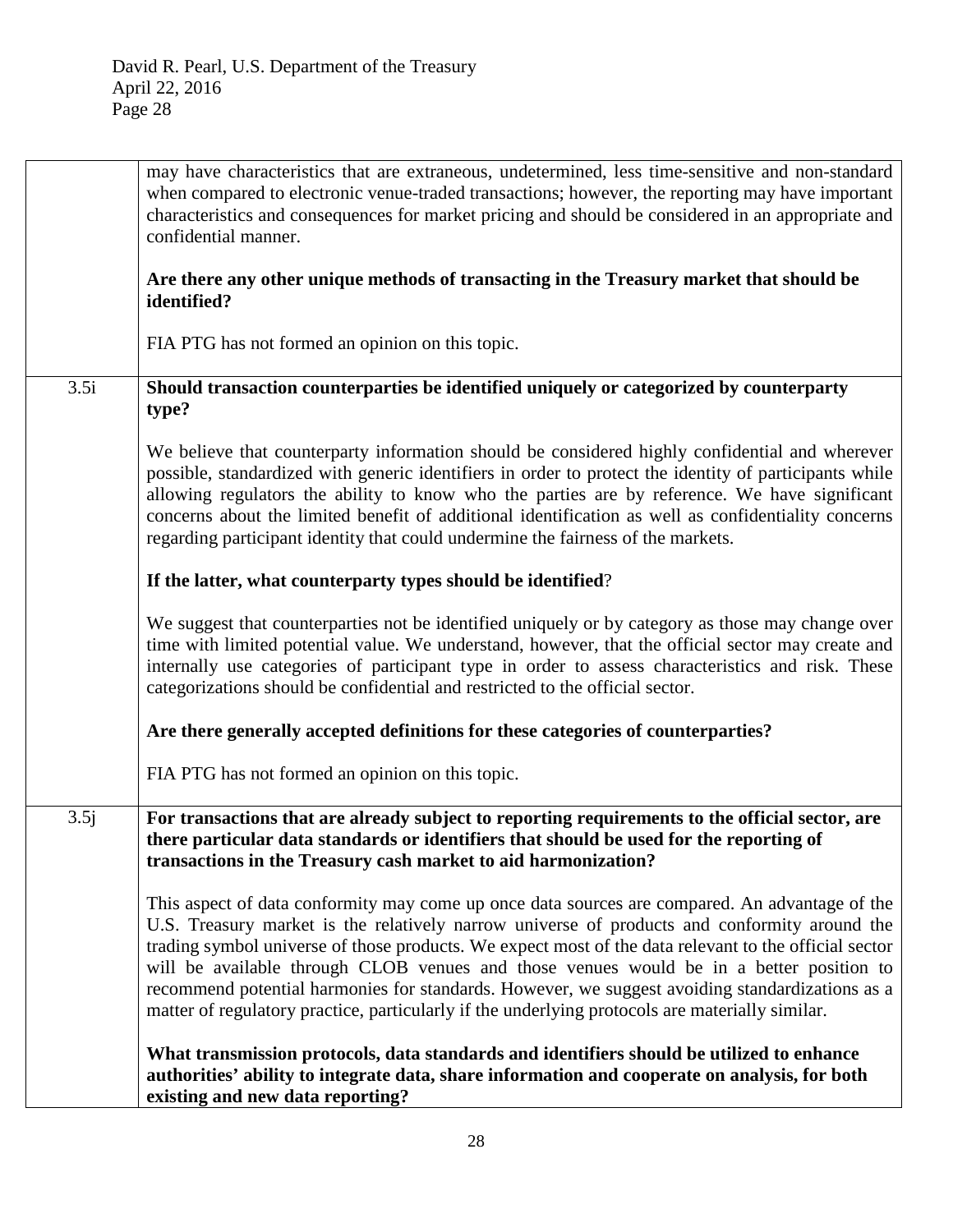| | |
|---|---|
| | may have characteristics that are extraneous, undetermined, less time-sensitive and non-standard when compared to electronic venue-traded transactions; however, the reporting may have important characteristics and consequences for market pricing and should be considered in an appropriate and confidential manner.<br><br>**Are there any other unique methods of transacting in the Treasury market that should be identified?**<br><br>FIA PTG has not formed an opinion on this topic. |
| 3.5i | **Should transaction counterparties be identified uniquely or categorized by counterparty type?**<br><br>We believe that counterparty information should be considered highly confidential and wherever possible, standardized with generic identifiers in order to protect the identity of participants while allowing regulators the ability to know who the parties are by reference. We have significant concerns about the limited benefit of additional identification as well as confidentiality concerns regarding participant identity that could undermine the fairness of the markets.<br><br>**If the latter, what counterparty types should be identified?**<br><br>We suggest that counterparties not be identified uniquely or by category as those may change over time with limited potential value. We understand, however, that the official sector may create and internally use categories of participant type in order to assess characteristics and risk. These categorizations should be confidential and restricted to the official sector.<br><br>**Are there generally accepted definitions for these categories of counterparties?**<br><br>FIA PTG has not formed an opinion on this topic. |
| 3.5j | **For transactions that are already subject to reporting requirements to the official sector, are there particular data standards or identifiers that should be used for the reporting of transactions in the Treasury cash market to aid harmonization?**<br><br>This aspect of data conformity may come up once data sources are compared. An advantage of the U.S. Treasury market is the relatively narrow universe of products and conformity around the trading symbol universe of those products. We expect most of the data relevant to the official sector will be available through CLOB venues and those venues would be in a better position to recommend potential harmonies for standards. However, we suggest avoiding standardizations as a matter of regulatory practice, particularly if the underlying protocols are materially similar.<br><br>**What transmission protocols, data standards and identifiers should be utilized to enhance authorities' ability to integrate data, share information and cooperate on analysis, for both existing and new data reporting?** |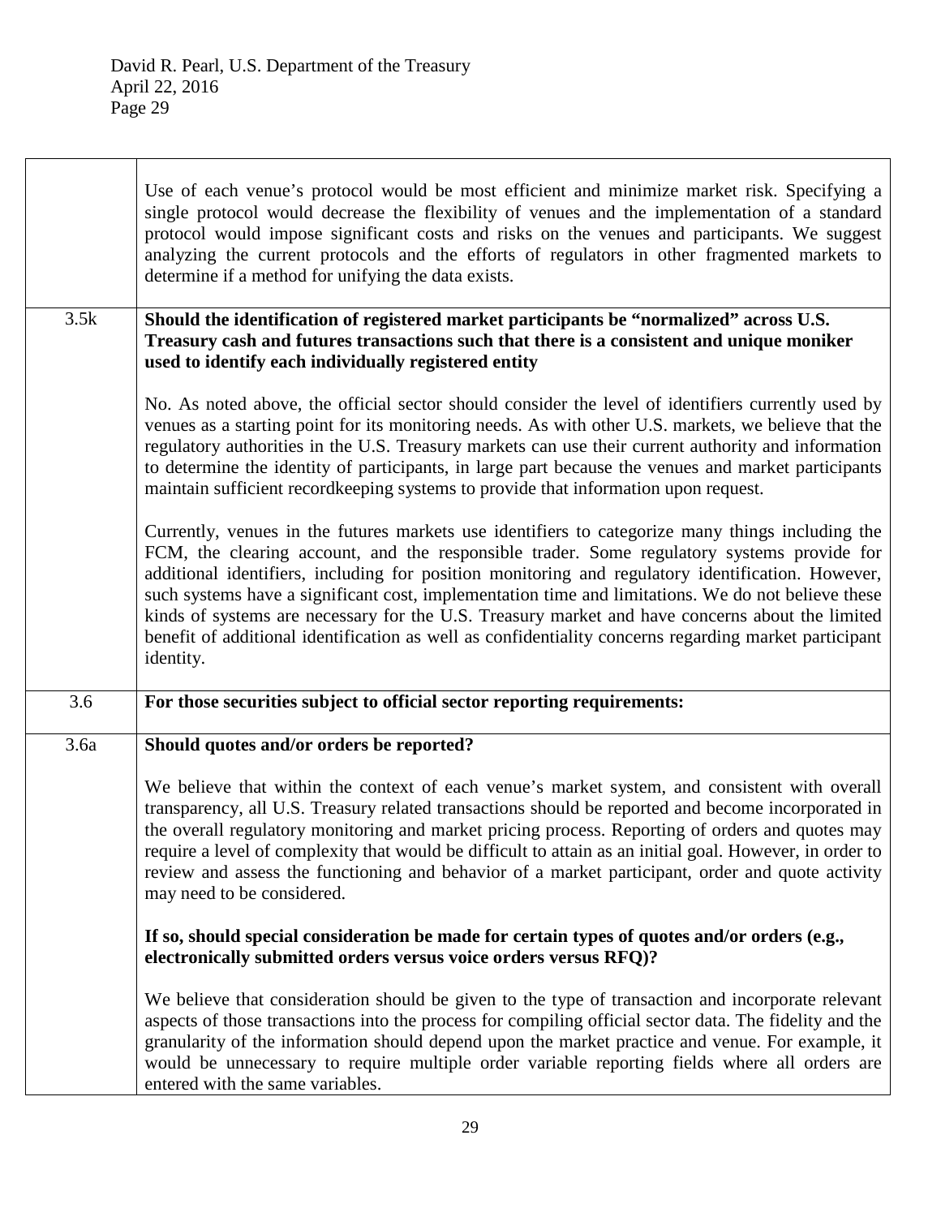| | |
|---|---|
| | Use of each venue's protocol would be most efficient and minimize market risk. Specifying a single protocol would decrease the flexibility of venues and the implementation of a standard protocol would impose significant costs and risks on the venues and participants. We suggest analyzing the current protocols and the efforts of regulators in other fragmented markets to determine if a method for unifying the data exists. |
| 3.5k | **Should the identification of registered market participants be "normalized" across U.S. Treasury cash and futures transactions such that there is a consistent and unique moniker used to identify each individually registered entity**<br><br>No. As noted above, the official sector should consider the level of identifiers currently used by venues as a starting point for its monitoring needs. As with other U.S. markets, we believe that the regulatory authorities in the U.S. Treasury markets can use their current authority and information to determine the identity of participants, in large part because the venues and market participants maintain sufficient recordkeeping systems to provide that information upon request.<br><br>Currently, venues in the futures markets use identifiers to categorize many things including the FCM, the clearing account, and the responsible trader. Some regulatory systems provide for additional identifiers, including for position monitoring and regulatory identification. However, such systems have a significant cost, implementation time and limitations. We do not believe these kinds of systems are necessary for the U.S. Treasury market and have concerns about the limited benefit of additional identification as well as confidentiality concerns regarding market participant identity. |
| 3.6 | **For those securities subject to official sector reporting requirements:** |
| 3.6a | **Should quotes and/or orders be reported?**<br><br>We believe that within the context of each venue's market system, and consistent with overall transparency, all U.S. Treasury related transactions should be reported and become incorporated in the overall regulatory monitoring and market pricing process. Reporting of orders and quotes may require a level of complexity that would be difficult to attain as an initial goal. However, in order to review and assess the functioning and behavior of a market participant, order and quote activity may need to be considered.<br><br>**If so, should special consideration be made for certain types of quotes and/or orders (e.g., electronically submitted orders versus voice orders versus RFQ)?**<br><br>We believe that consideration should be given to the type of transaction and incorporate relevant aspects of those transactions into the process for compiling official sector data. The fidelity and the granularity of the information should depend upon the market practice and venue. For example, it would be unnecessary to require multiple order variable reporting fields where all orders are entered with the same variables. |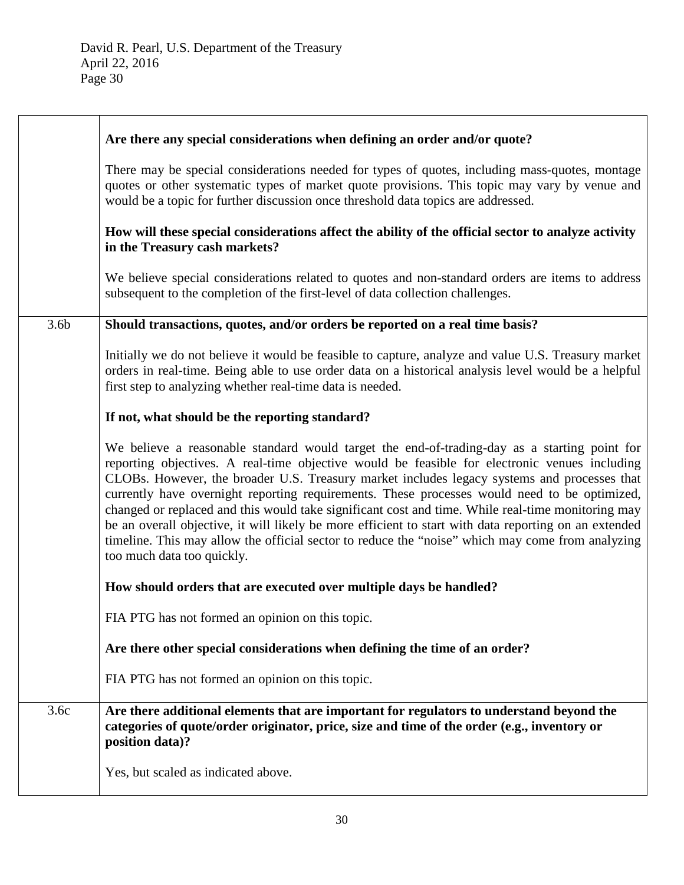| | |
|---|---|
| | **Are there any special considerations when defining an order and/or quote?**<br><br>There may be special considerations needed for types of quotes, including mass-quotes, montage quotes or other systematic types of market quote provisions. This topic may vary by venue and would be a topic for further discussion once threshold data topics are addressed.<br><br>**How will these special considerations affect the ability of the official sector to analyze activity in the Treasury cash markets?**<br><br>We believe special considerations related to quotes and non-standard orders are items to address subsequent to the completion of the first-level of data collection challenges. |
| 3.6b | **Should transactions, quotes, and/or orders be reported on a real time basis?**<br><br>Initially we do not believe it would be feasible to capture, analyze and value U.S. Treasury market orders in real-time. Being able to use order data on a historical analysis level would be a helpful first step to analyzing whether real-time data is needed.<br><br>**If not, what should be the reporting standard?**<br><br>We believe a reasonable standard would target the end-of-trading-day as a starting point for reporting objectives. A real-time objective would be feasible for electronic venues including CLOBs. However, the broader U.S. Treasury market includes legacy systems and processes that currently have overnight reporting requirements. These processes would need to be optimized, changed or replaced and this would take significant cost and time. While real-time monitoring may be an overall objective, it will likely be more efficient to start with data reporting on an extended timeline. This may allow the official sector to reduce the "noise" which may come from analyzing too much data too quickly.<br><br>**How should orders that are executed over multiple days be handled?**<br><br>FIA PTG has not formed an opinion on this topic.<br><br>**Are there other special considerations when defining the time of an order?**<br><br>FIA PTG has not formed an opinion on this topic. |
| 3.6c | **Are there additional elements that are important for regulators to understand beyond the categories of quote/order originator, price, size and time of the order (e.g., inventory or position data)?**<br><br>Yes, but scaled as indicated above. |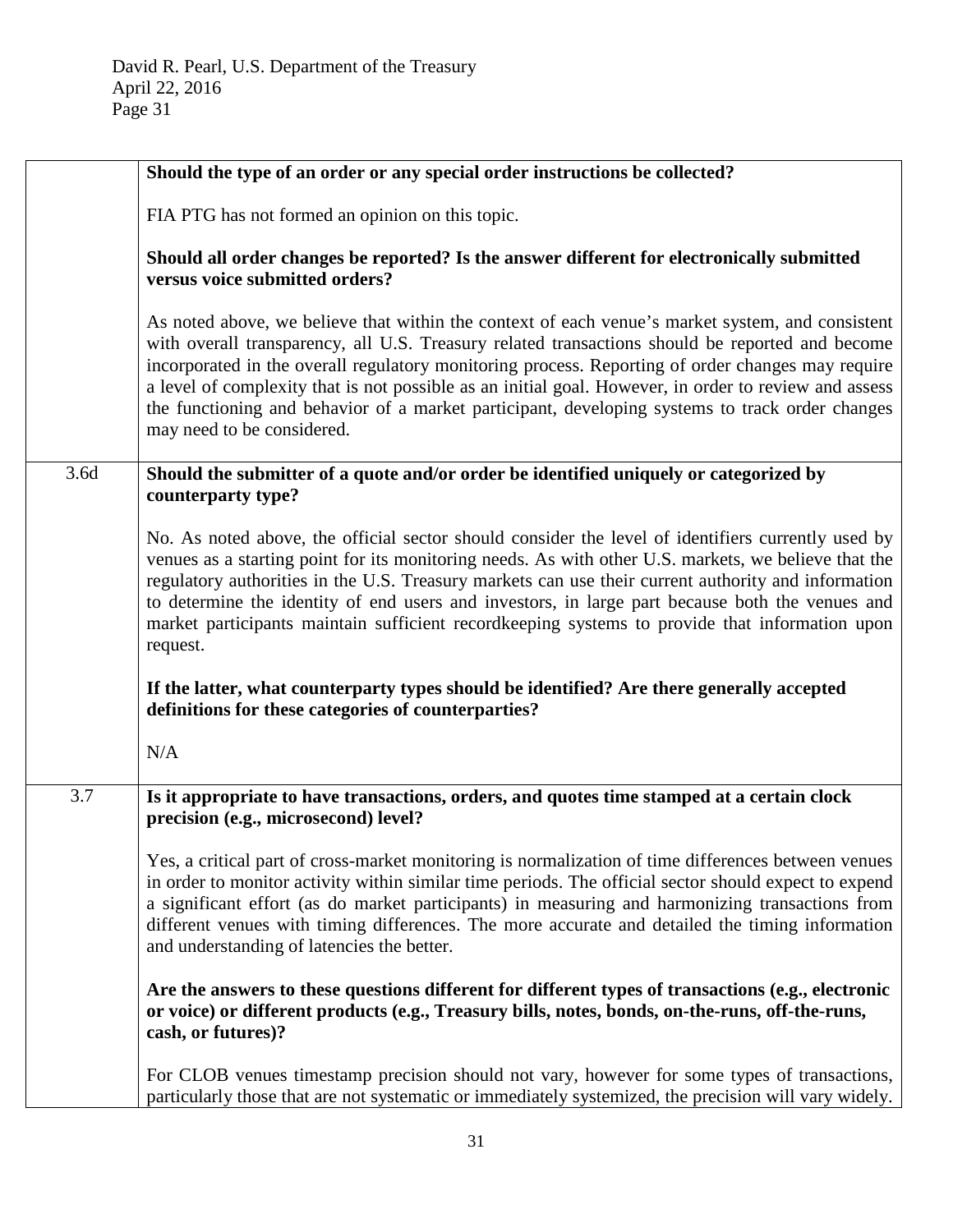| | |
|---|---|
| | **Should the type of an order or any special order instructions be collected?**<br><br>FIA PTG has not formed an opinion on this topic.<br><br>**Should all order changes be reported? Is the answer different for electronically submitted versus voice submitted orders?**<br><br>As noted above, we believe that within the context of each venue's market system, and consistent with overall transparency, all U.S. Treasury related transactions should be reported and become incorporated in the overall regulatory monitoring process. Reporting of order changes may require a level of complexity that is not possible as an initial goal. However, in order to review and assess the functioning and behavior of a market participant, developing systems to track order changes may need to be considered. |
| 3.6d | **Should the submitter of a quote and/or order be identified uniquely or categorized by counterparty type?**<br><br>No. As noted above, the official sector should consider the level of identifiers currently used by venues as a starting point for its monitoring needs. As with other U.S. markets, we believe that the regulatory authorities in the U.S. Treasury markets can use their current authority and information to determine the identity of end users and investors, in large part because both the venues and market participants maintain sufficient recordkeeping systems to provide that information upon request.<br><br>**If the latter, what counterparty types should be identified? Are there generally accepted definitions for these categories of counterparties?**<br><br>N/A |
| 3.7 | **Is it appropriate to have transactions, orders, and quotes time stamped at a certain clock precision (e.g., microsecond) level?**<br><br>Yes, a critical part of cross-market monitoring is normalization of time differences between venues in order to monitor activity within similar time periods. The official sector should expect to expend a significant effort (as do market participants) in measuring and harmonizing transactions from different venues with timing differences. The more accurate and detailed the timing information and understanding of latencies the better.<br><br>**Are the answers to these questions different for different types of transactions (e.g., electronic or voice) or different products (e.g., Treasury bills, notes, bonds, on-the-runs, off-the-runs, cash, or futures)?**<br><br>For CLOB venues timestamp precision should not vary, however for some types of transactions, particularly those that are not systematic or immediately systemized, the precision will vary widely. |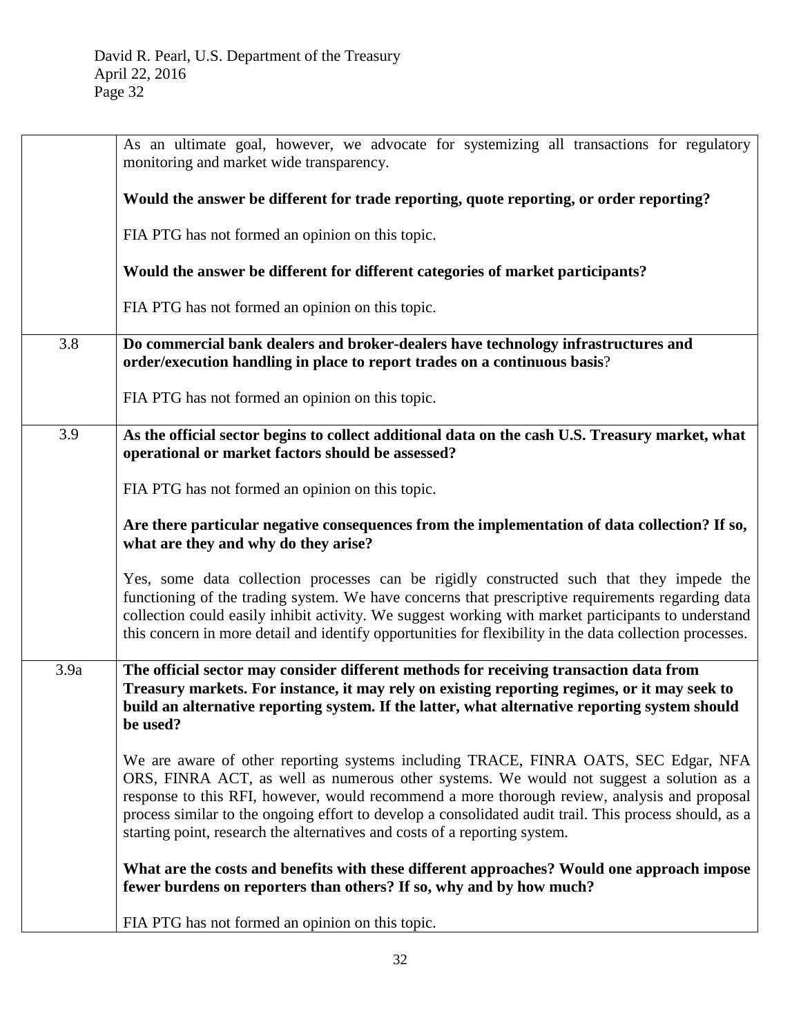| | |
|---|---|
| | As an ultimate goal, however, we advocate for systemizing all transactions for regulatory monitoring and market wide transparency.<br><br>**Would the answer be different for trade reporting, quote reporting, or order reporting?**<br><br>FIA PTG has not formed an opinion on this topic.<br><br>**Would the answer be different for different categories of market participants?**<br><br>FIA PTG has not formed an opinion on this topic. |
| 3.8 | **Do commercial bank dealers and broker-dealers have technology infrastructures and order/execution handling in place to report trades on a continuous basis**?<br><br>FIA PTG has not formed an opinion on this topic. |
| 3.9 | **As the official sector begins to collect additional data on the cash U.S. Treasury market, what operational or market factors should be assessed?**<br><br>FIA PTG has not formed an opinion on this topic.<br><br>**Are there particular negative consequences from the implementation of data collection? If so, what are they and why do they arise?**<br><br>Yes, some data collection processes can be rigidly constructed such that they impede the functioning of the trading system. We have concerns that prescriptive requirements regarding data collection could easily inhibit activity. We suggest working with market participants to understand this concern in more detail and identify opportunities for flexibility in the data collection processes. |
| 3.9a | **The official sector may consider different methods for receiving transaction data from Treasury markets. For instance, it may rely on existing reporting regimes, or it may seek to build an alternative reporting system. If the latter, what alternative reporting system should be used?**<br><br>We are aware of other reporting systems including TRACE, FINRA OATS, SEC Edgar, NFA ORS, FINRA ACT, as well as numerous other systems. We would not suggest a solution as a response to this RFI, however, would recommend a more thorough review, analysis and proposal process similar to the ongoing effort to develop a consolidated audit trail. This process should, as a starting point, research the alternatives and costs of a reporting system.<br><br>**What are the costs and benefits with these different approaches? Would one approach impose fewer burdens on reporters than others? If so, why and by how much?**<br><br>FIA PTG has not formed an opinion on this topic. |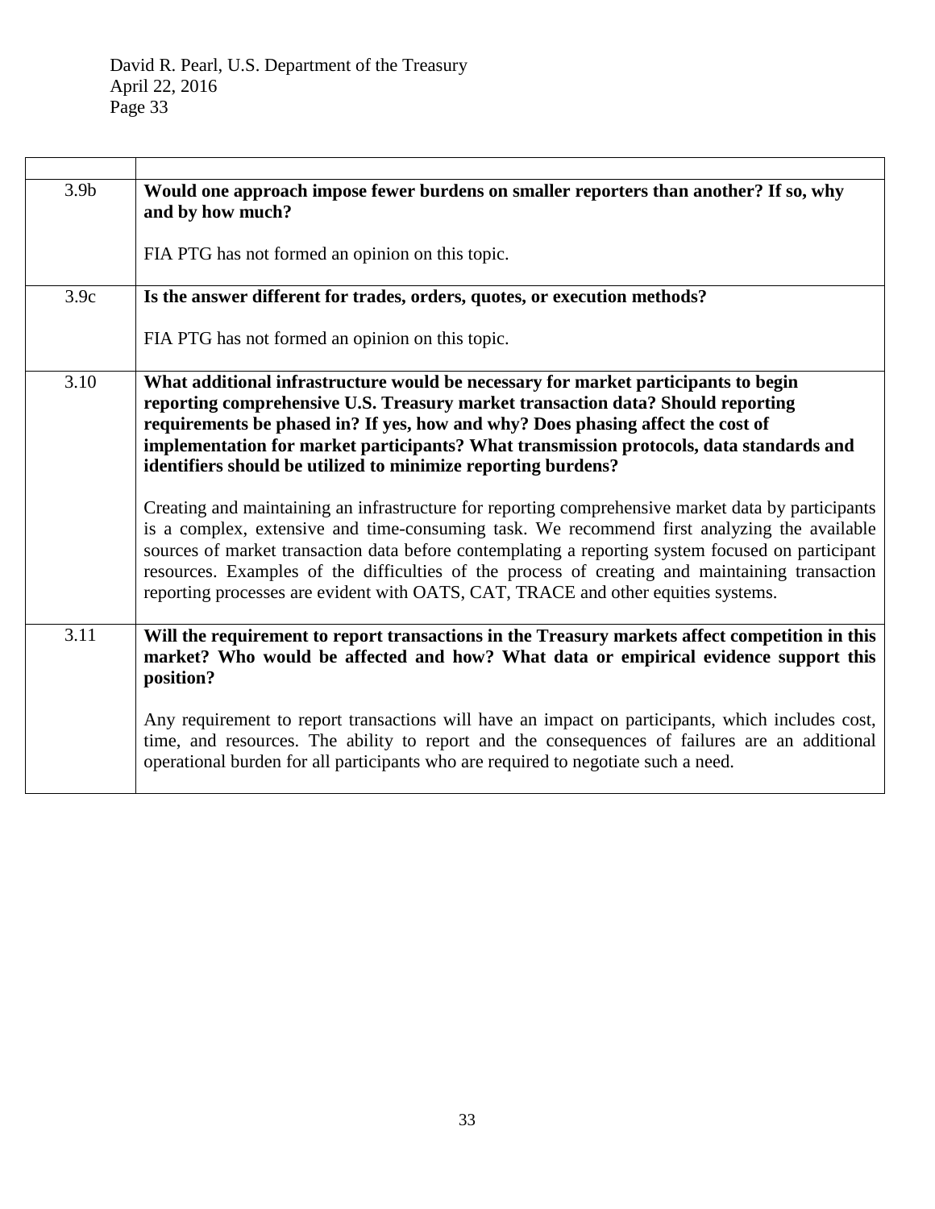| | |
|---|---|
| 3.9b | **Would one approach impose fewer burdens on smaller reporters than another? If so, why and by how much?**<br><br>FIA PTG has not formed an opinion on this topic. |
| 3.9c | **Is the answer different for trades, orders, quotes, or execution methods?**<br><br>FIA PTG has not formed an opinion on this topic. |
| 3.10 | **What additional infrastructure would be necessary for market participants to begin reporting comprehensive U.S. Treasury market transaction data? Should reporting requirements be phased in? If yes, how and why? Does phasing affect the cost of implementation for market participants? What transmission protocols, data standards and identifiers should be utilized to minimize reporting burdens?**<br><br>Creating and maintaining an infrastructure for reporting comprehensive market data by participants is a complex, extensive and time-consuming task. We recommend first analyzing the available sources of market transaction data before contemplating a reporting system focused on participant resources. Examples of the difficulties of the process of creating and maintaining transaction reporting processes are evident with OATS, CAT, TRACE and other equities systems. |
| 3.11 | **Will the requirement to report transactions in the Treasury markets affect competition in this market? Who would be affected and how? What data or empirical evidence support this position?**<br><br>Any requirement to report transactions will have an impact on participants, which includes cost, time, and resources. The ability to report and the consequences of failures are an additional operational burden for all participants who are required to negotiate such a need. |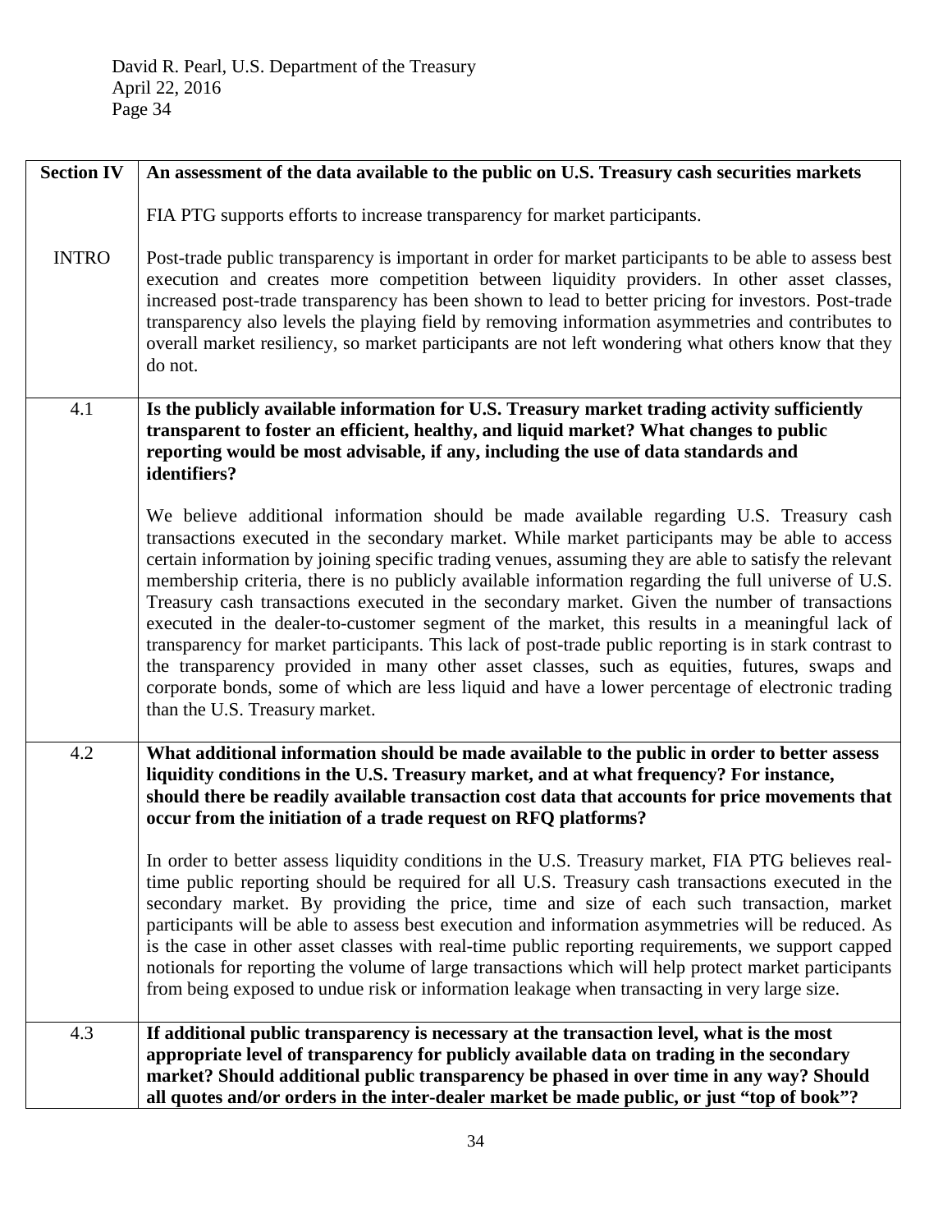| Section IV | **An assessment of the data available to the public on U.S. Treasury cash securities markets** |
|---|---|
| | FIA PTG supports efforts to increase transparency for market participants. |
| INTRO | Post-trade public transparency is important in order for market participants to be able to assess best execution and creates more competition between liquidity providers. In other asset classes, increased post-trade transparency has been shown to lead to better pricing for investors. Post-trade transparency also levels the playing field by removing information asymmetries and contributes to overall market resiliency, so market participants are not left wondering what others know that they do not. |
| 4.1 | **Is the publicly available information for U.S. Treasury market trading activity sufficiently transparent to foster an efficient, healthy, and liquid market? What changes to public reporting would be most advisable, if any, including the use of data standards and identifiers?**<br><br>We believe additional information should be made available regarding U.S. Treasury cash transactions executed in the secondary market. While market participants may be able to access certain information by joining specific trading venues, assuming they are able to satisfy the relevant membership criteria, there is no publicly available information regarding the full universe of U.S. Treasury cash transactions executed in the secondary market. Given the number of transactions executed in the dealer-to-customer segment of the market, this results in a meaningful lack of transparency for market participants. This lack of post-trade public reporting is in stark contrast to the transparency provided in many other asset classes, such as equities, futures, swaps and corporate bonds, some of which are less liquid and have a lower percentage of electronic trading than the U.S. Treasury market. |
| 4.2 | **What additional information should be made available to the public in order to better assess liquidity conditions in the U.S. Treasury market, and at what frequency? For instance, should there be readily available transaction cost data that accounts for price movements that occur from the initiation of a trade request on RFQ platforms?**<br><br>In order to better assess liquidity conditions in the U.S. Treasury market, FIA PTG believes real-time public reporting should be required for all U.S. Treasury cash transactions executed in the secondary market. By providing the price, time and size of each such transaction, market participants will be able to assess best execution and information asymmetries will be reduced. As is the case in other asset classes with real-time public reporting requirements, we support capped notionals for reporting the volume of large transactions which will help protect market participants from being exposed to undue risk or information leakage when transacting in very large size. |
| 4.3 | **If additional public transparency is necessary at the transaction level, what is the most appropriate level of transparency for publicly available data on trading in the secondary market? Should additional public transparency be phased in over time in any way? Should all quotes and/or orders in the inter-dealer market be made public, or just "top of book"?** |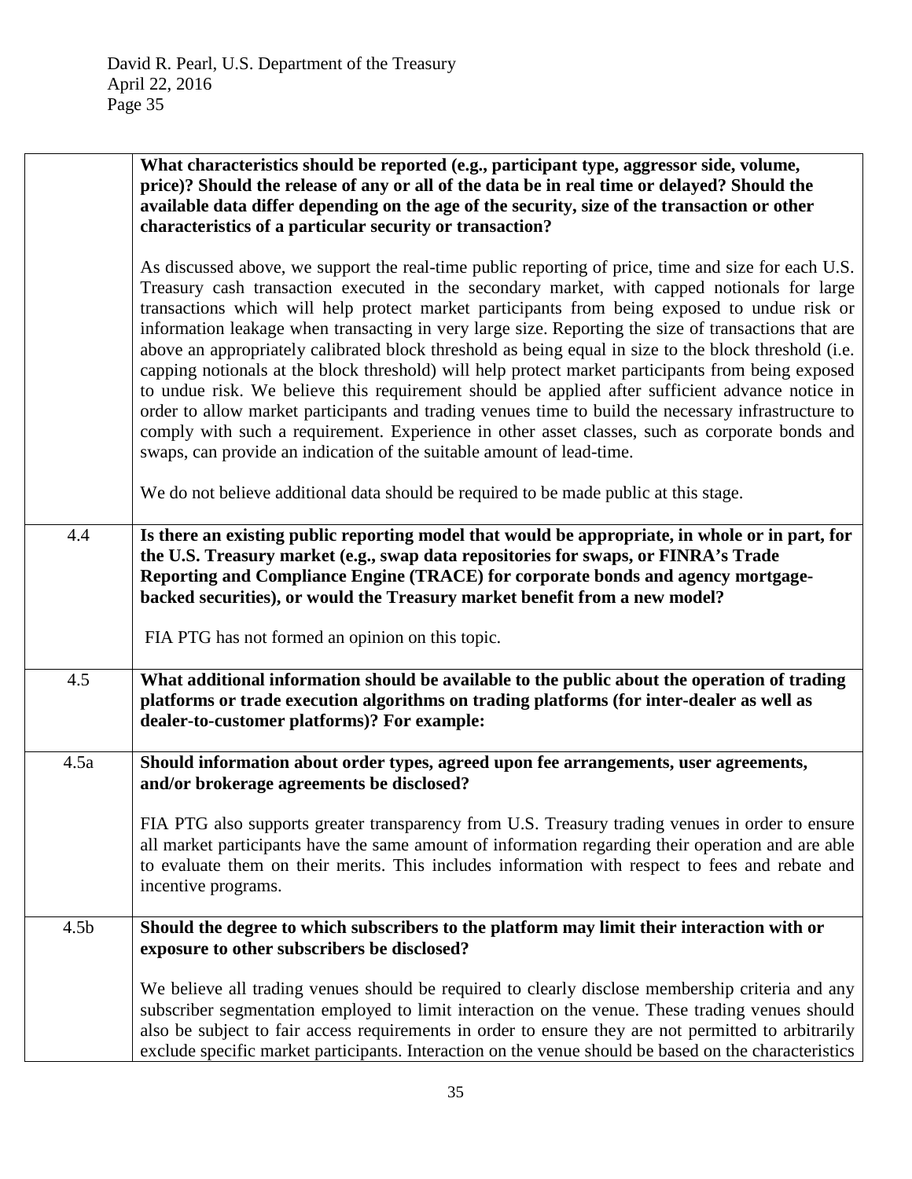| | |
|---|---|
| | **What characteristics should be reported (e.g., participant type, aggressor side, volume, price)? Should the release of any or all of the data be in real time or delayed? Should the available data differ depending on the age of the security, size of the transaction or other characteristics of a particular security or transaction?**<br><br>As discussed above, we support the real-time public reporting of price, time and size for each U.S. Treasury cash transaction executed in the secondary market, with capped notionals for large transactions which will help protect market participants from being exposed to undue risk or information leakage when transacting in very large size. Reporting the size of transactions that are above an appropriately calibrated block threshold as being equal in size to the block threshold (i.e. capping notionals at the block threshold) will help protect market participants from being exposed to undue risk. We believe this requirement should be applied after sufficient advance notice in order to allow market participants and trading venues time to build the necessary infrastructure to comply with such a requirement. Experience in other asset classes, such as corporate bonds and swaps, can provide an indication of the suitable amount of lead-time.<br><br>We do not believe additional data should be required to be made public at this stage. |
| 4.4 | **Is there an existing public reporting model that would be appropriate, in whole or in part, for the U.S. Treasury market (e.g., swap data repositories for swaps, or FINRA's Trade Reporting and Compliance Engine (TRACE) for corporate bonds and agency mortgage-backed securities), or would the Treasury market benefit from a new model?**<br><br>FIA PTG has not formed an opinion on this topic. |
| 4.5 | **What additional information should be available to the public about the operation of trading platforms or trade execution algorithms on trading platforms (for inter-dealer as well as dealer-to-customer platforms)? For example:** |
| 4.5a | **Should information about order types, agreed upon fee arrangements, user agreements, and/or brokerage agreements be disclosed?**<br><br>FIA PTG also supports greater transparency from U.S. Treasury trading venues in order to ensure all market participants have the same amount of information regarding their operation and are able to evaluate them on their merits. This includes information with respect to fees and rebate and incentive programs. |
| 4.5b | **Should the degree to which subscribers to the platform may limit their interaction with or exposure to other subscribers be disclosed?**<br><br>We believe all trading venues should be required to clearly disclose membership criteria and any subscriber segmentation employed to limit interaction on the venue. These trading venues should also be subject to fair access requirements in order to ensure they are not permitted to arbitrarily exclude specific market participants. Interaction on the venue should be based on the characteristics |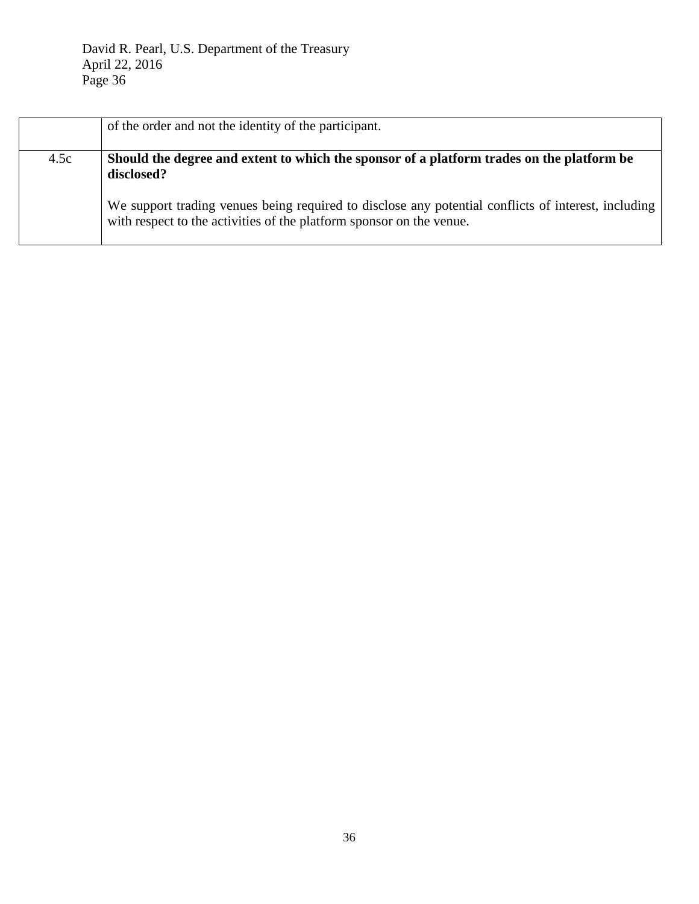| | |
|---|---|
| | of the order and not the identity of the participant. |
| 4.5c | **Should the degree and extent to which the sponsor of a platform trades on the platform be disclosed?**<br><br>We support trading venues being required to disclose any potential conflicts of interest, including with respect to the activities of the platform sponsor on the venue. |